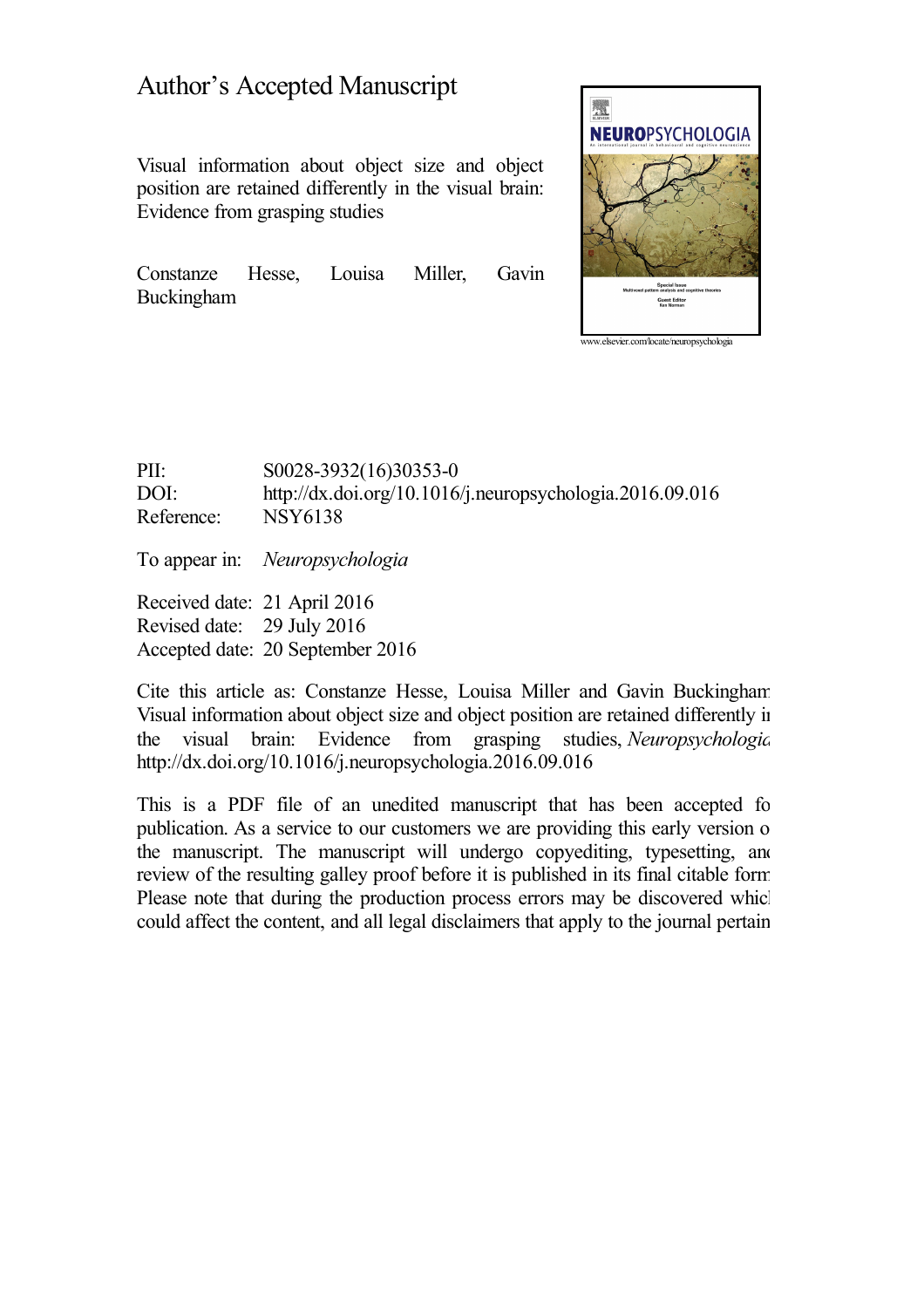# Author's Accepted Manuscript

Visual information about object size and object position are retained differently in the visual brain: Evidence from grasping studies

Constanze Hesse, Louisa Miller, Gavin Buckingham

www.elsevier.com/locate/neuropsychologia

PII: S0028-3932(16)30353-0
DOI: http://dx.doi.org/10.1016/j.neuropsychologia.2016.09.016
Reference: NSY6138

To appear in: *Neuropsychologia*

Received date: 21 April 2016
Revised date: 29 July 2016
Accepted date: 20 September 2016

Cite this article as: Constanze Hesse, Louisa Miller and Gavin Buckingham Visual information about object size and object position are retained differently in the visual brain: Evidence from grasping studies, *Neuropsychologia* http://dx.doi.org/10.1016/j.neuropsychologia.2016.09.016

This is a PDF file of an unedited manuscript that has been accepted for publication. As a service to our customers we are providing this early version of the manuscript. The manuscript will undergo copyediting, typesetting, and review of the resulting galley proof before it is published in its final citable form. Please note that during the production process errors may be discovered which could affect the content, and all legal disclaimers that apply to the journal pertain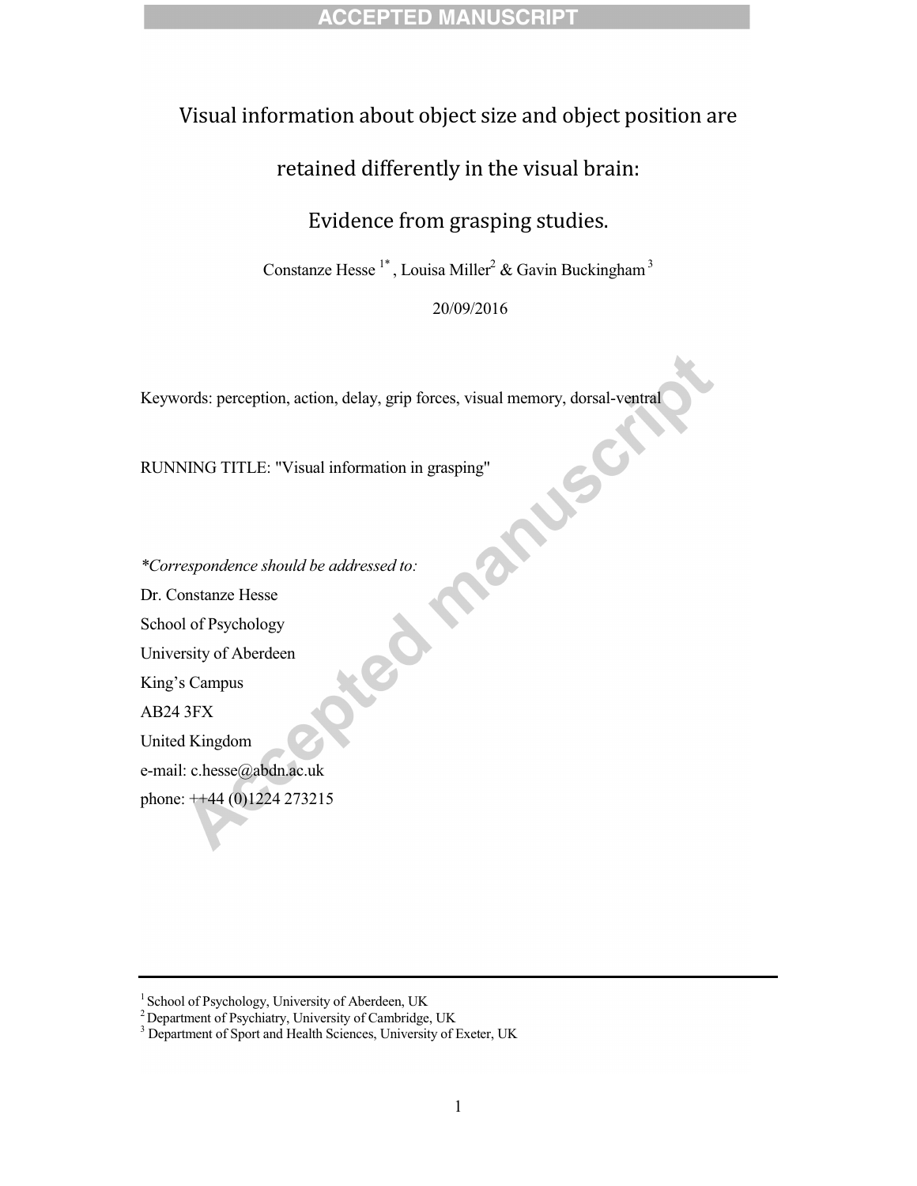# Visual information about object size and object position are retained differently in the visual brain: Evidence from grasping studies.

Constanze Hesse [1*], Louisa Miller[2] & Gavin Buckingham [3]

20/09/2016

Keywords: perception, action, delay, grip forces, visual memory, dorsal-ventral

RUNNING TITLE: "Visual information in grasping"

*Correspondence should be addressed to:*

Dr. Constanze Hesse
School of Psychology
University of Aberdeen
King's Campus
AB24 3FX
United Kingdom
e-mail: c.hesse@abdn.ac.uk
phone: ++44 (0)1224 273215

---

[1] School of Psychology, University of Aberdeen, UK
[2] Department of Psychiatry, University of Cambridge, UK
[3] Department of Sport and Health Sciences, University of Exeter, UK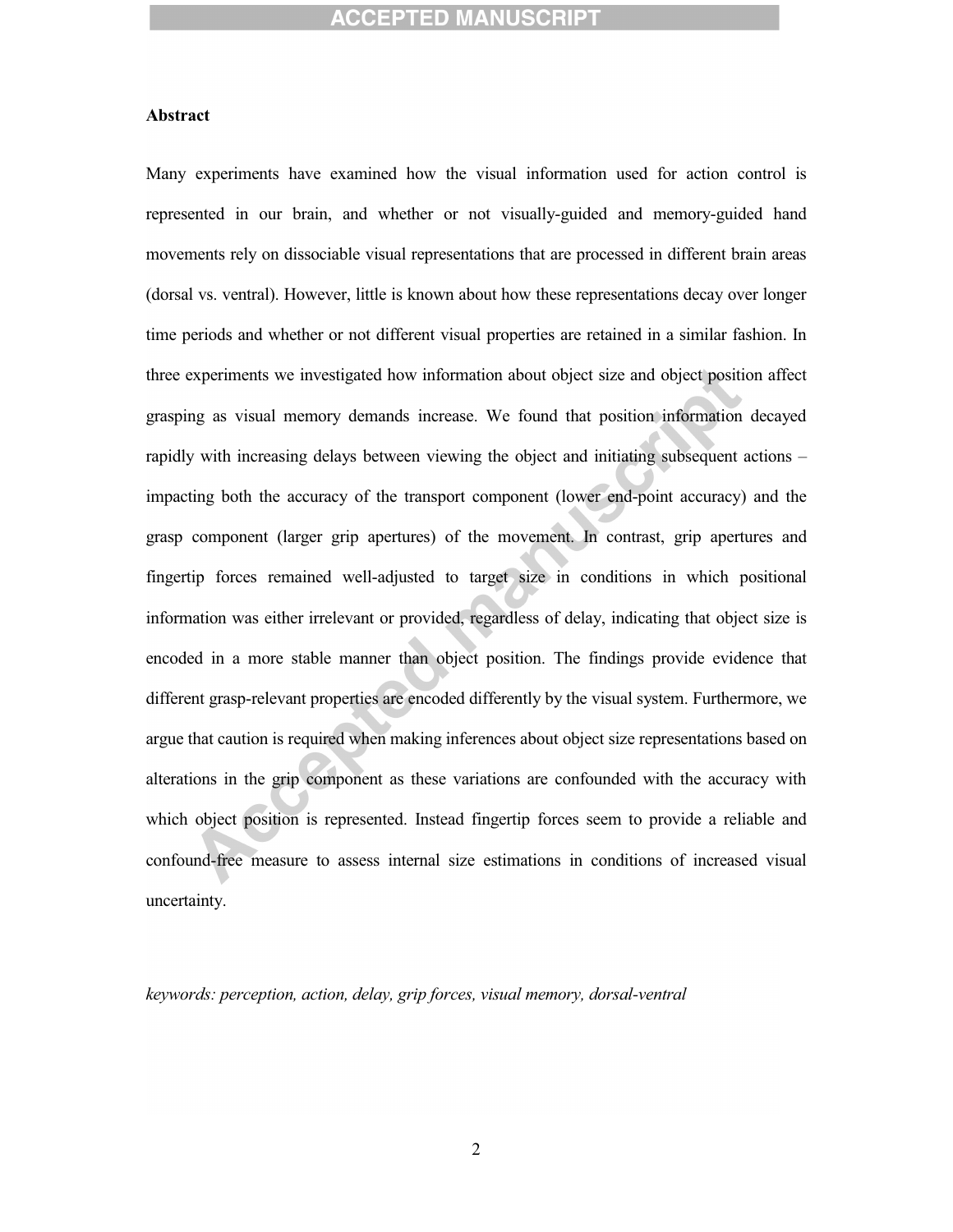## Abstract

Many experiments have examined how the visual information used for action control is represented in our brain, and whether or not visually-guided and memory-guided hand movements rely on dissociable visual representations that are processed in different brain areas (dorsal vs. ventral). However, little is known about how these representations decay over longer time periods and whether or not different visual properties are retained in a similar fashion. In three experiments we investigated how information about object size and object position affect grasping as visual memory demands increase. We found that position information decayed rapidly with increasing delays between viewing the object and initiating subsequent actions – impacting both the accuracy of the transport component (lower end-point accuracy) and the grasp component (larger grip apertures) of the movement. In contrast, grip apertures and fingertip forces remained well-adjusted to target size in conditions in which positional information was either irrelevant or provided, regardless of delay, indicating that object size is encoded in a more stable manner than object position. The findings provide evidence that different grasp-relevant properties are encoded differently by the visual system. Furthermore, we argue that caution is required when making inferences about object size representations based on alterations in the grip component as these variations are confounded with the accuracy with which object position is represented. Instead fingertip forces seem to provide a reliable and confound-free measure to assess internal size estimations in conditions of increased visual uncertainty.

*keywords: perception, action, delay, grip forces, visual memory, dorsal-ventral*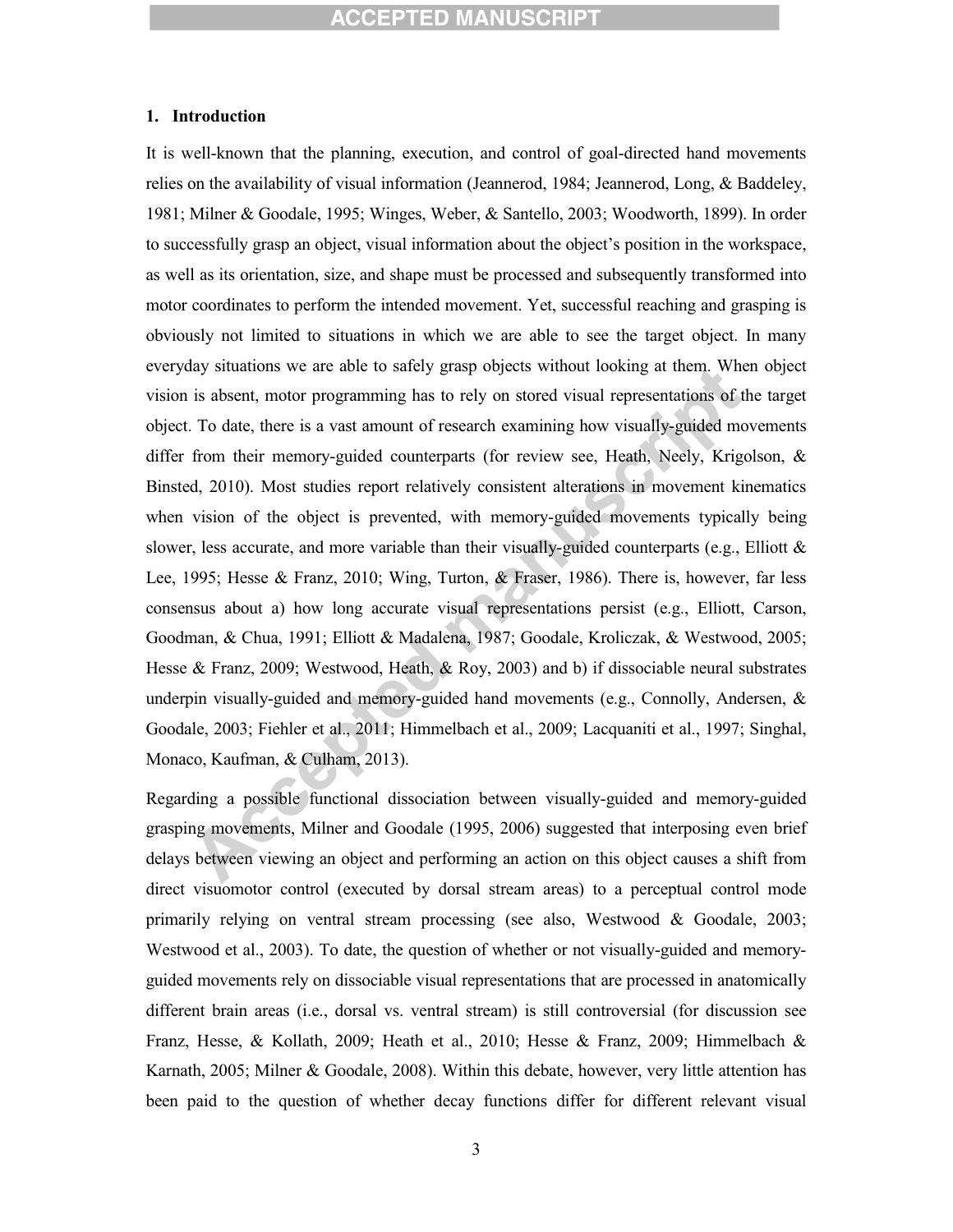## 1. Introduction

It is well-known that the planning, execution, and control of goal-directed hand movements relies on the availability of visual information (Jeannerod, 1984; Jeannerod, Long, & Baddeley, 1981; Milner & Goodale, 1995; Winges, Weber, & Santello, 2003; Woodworth, 1899). In order to successfully grasp an object, visual information about the object's position in the workspace, as well as its orientation, size, and shape must be processed and subsequently transformed into motor coordinates to perform the intended movement. Yet, successful reaching and grasping is obviously not limited to situations in which we are able to see the target object. In many everyday situations we are able to safely grasp objects without looking at them. When object vision is absent, motor programming has to rely on stored visual representations of the target object. To date, there is a vast amount of research examining how visually-guided movements differ from their memory-guided counterparts (for review see, Heath, Neely, Krigolson, & Binsted, 2010). Most studies report relatively consistent alterations in movement kinematics when vision of the object is prevented, with memory-guided movements typically being slower, less accurate, and more variable than their visually-guided counterparts (e.g., Elliott & Lee, 1995; Hesse & Franz, 2010; Wing, Turton, & Fraser, 1986). There is, however, far less consensus about a) how long accurate visual representations persist (e.g., Elliott, Carson, Goodman, & Chua, 1991; Elliott & Madalena, 1987; Goodale, Kroliczak, & Westwood, 2005; Hesse & Franz, 2009; Westwood, Heath, & Roy, 2003) and b) if dissociable neural substrates underpin visually-guided and memory-guided hand movements (e.g., Connolly, Andersen, & Goodale, 2003; Fiehler et al., 2011; Himmelbach et al., 2009; Lacquaniti et al., 1997; Singhal, Monaco, Kaufman, & Culham, 2013).

Regarding a possible functional dissociation between visually-guided and memory-guided grasping movements, Milner and Goodale (1995, 2006) suggested that interposing even brief delays between viewing an object and performing an action on this object causes a shift from direct visuomotor control (executed by dorsal stream areas) to a perceptual control mode primarily relying on ventral stream processing (see also, Westwood & Goodale, 2003; Westwood et al., 2003). To date, the question of whether or not visually-guided and memory-guided movements rely on dissociable visual representations that are processed in anatomically different brain areas (i.e., dorsal vs. ventral stream) is still controversial (for discussion see Franz, Hesse, & Kollath, 2009; Heath et al., 2010; Hesse & Franz, 2009; Himmelbach & Karnath, 2005; Milner & Goodale, 2008). Within this debate, however, very little attention has been paid to the question of whether decay functions differ for different relevant visual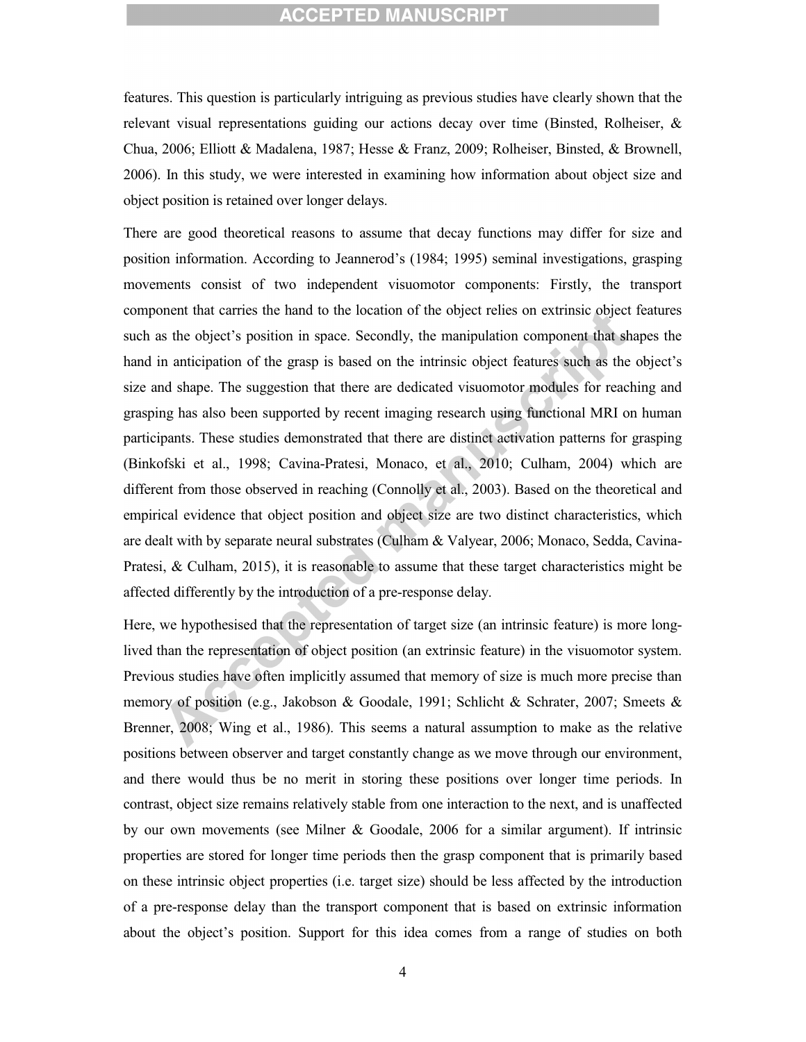features. This question is particularly intriguing as previous studies have clearly shown that the relevant visual representations guiding our actions decay over time (Binsted, Rolheiser, & Chua, 2006; Elliott & Madalena, 1987; Hesse & Franz, 2009; Rolheiser, Binsted, & Brownell, 2006). In this study, we were interested in examining how information about object size and object position is retained over longer delays.

There are good theoretical reasons to assume that decay functions may differ for size and position information. According to Jeannerod's (1984; 1995) seminal investigations, grasping movements consist of two independent visuomotor components: Firstly, the transport component that carries the hand to the location of the object relies on extrinsic object features such as the object's position in space. Secondly, the manipulation component that shapes the hand in anticipation of the grasp is based on the intrinsic object features such as the object's size and shape. The suggestion that there are dedicated visuomotor modules for reaching and grasping has also been supported by recent imaging research using functional MRI on human participants. These studies demonstrated that there are distinct activation patterns for grasping (Binkofski et al., 1998; Cavina-Pratesi, Monaco, et al., 2010; Culham, 2004) which are different from those observed in reaching (Connolly et al., 2003). Based on the theoretical and empirical evidence that object position and object size are two distinct characteristics, which are dealt with by separate neural substrates (Culham & Valyear, 2006; Monaco, Sedda, Cavina-Pratesi, & Culham, 2015), it is reasonable to assume that these target characteristics might be affected differently by the introduction of a pre-response delay.

Here, we hypothesised that the representation of target size (an intrinsic feature) is more long-lived than the representation of object position (an extrinsic feature) in the visuomotor system. Previous studies have often implicitly assumed that memory of size is much more precise than memory of position (e.g., Jakobson & Goodale, 1991; Schlicht & Schrater, 2007; Smeets & Brenner, 2008; Wing et al., 1986). This seems a natural assumption to make as the relative positions between observer and target constantly change as we move through our environment, and there would thus be no merit in storing these positions over longer time periods. In contrast, object size remains relatively stable from one interaction to the next, and is unaffected by our own movements (see Milner & Goodale, 2006 for a similar argument). If intrinsic properties are stored for longer time periods then the grasp component that is primarily based on these intrinsic object properties (i.e. target size) should be less affected by the introduction of a pre-response delay than the transport component that is based on extrinsic information about the object's position. Support for this idea comes from a range of studies on both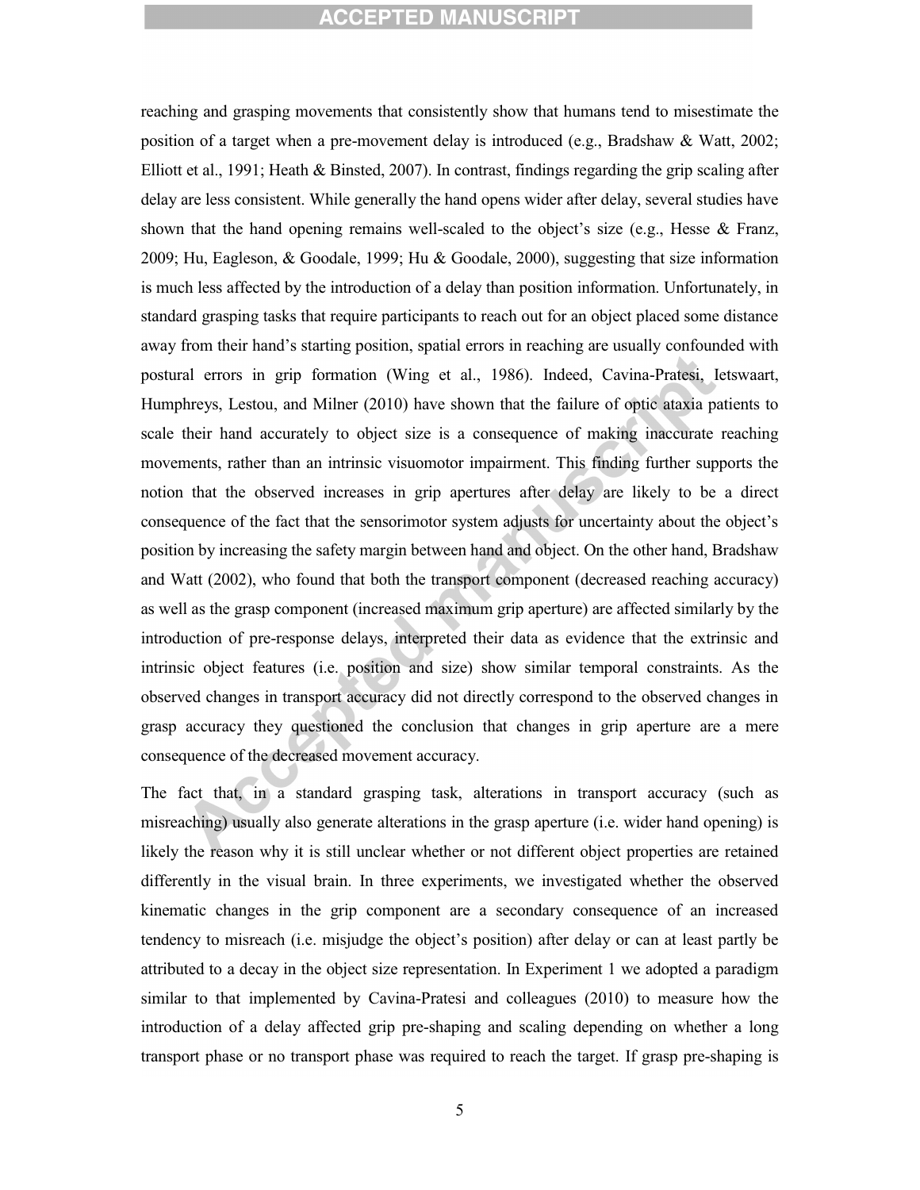reaching and grasping movements that consistently show that humans tend to misestimate the position of a target when a pre-movement delay is introduced (e.g., Bradshaw & Watt, 2002; Elliott et al., 1991; Heath & Binsted, 2007). In contrast, findings regarding the grip scaling after delay are less consistent. While generally the hand opens wider after delay, several studies have shown that the hand opening remains well-scaled to the object's size (e.g., Hesse & Franz, 2009; Hu, Eagleson, & Goodale, 1999; Hu & Goodale, 2000), suggesting that size information is much less affected by the introduction of a delay than position information. Unfortunately, in standard grasping tasks that require participants to reach out for an object placed some distance away from their hand's starting position, spatial errors in reaching are usually confounded with postural errors in grip formation (Wing et al., 1986). Indeed, Cavina-Pratesi, Ietswaart, Humphreys, Lestou, and Milner (2010) have shown that the failure of optic ataxia patients to scale their hand accurately to object size is a consequence of making inaccurate reaching movements, rather than an intrinsic visuomotor impairment. This finding further supports the notion that the observed increases in grip apertures after delay are likely to be a direct consequence of the fact that the sensorimotor system adjusts for uncertainty about the object's position by increasing the safety margin between hand and object. On the other hand, Bradshaw and Watt (2002), who found that both the transport component (decreased reaching accuracy) as well as the grasp component (increased maximum grip aperture) are affected similarly by the introduction of pre-response delays, interpreted their data as evidence that the extrinsic and intrinsic object features (i.e. position and size) show similar temporal constraints. As the observed changes in transport accuracy did not directly correspond to the observed changes in grasp accuracy they questioned the conclusion that changes in grip aperture are a mere consequence of the decreased movement accuracy.

The fact that, in a standard grasping task, alterations in transport accuracy (such as misreaching) usually also generate alterations in the grasp aperture (i.e. wider hand opening) is likely the reason why it is still unclear whether or not different object properties are retained differently in the visual brain. In three experiments, we investigated whether the observed kinematic changes in the grip component are a secondary consequence of an increased tendency to misreach (i.e. misjudge the object's position) after delay or can at least partly be attributed to a decay in the object size representation. In Experiment 1 we adopted a paradigm similar to that implemented by Cavina-Pratesi and colleagues (2010) to measure how the introduction of a delay affected grip pre-shaping and scaling depending on whether a long transport phase or no transport phase was required to reach the target. If grasp pre-shaping is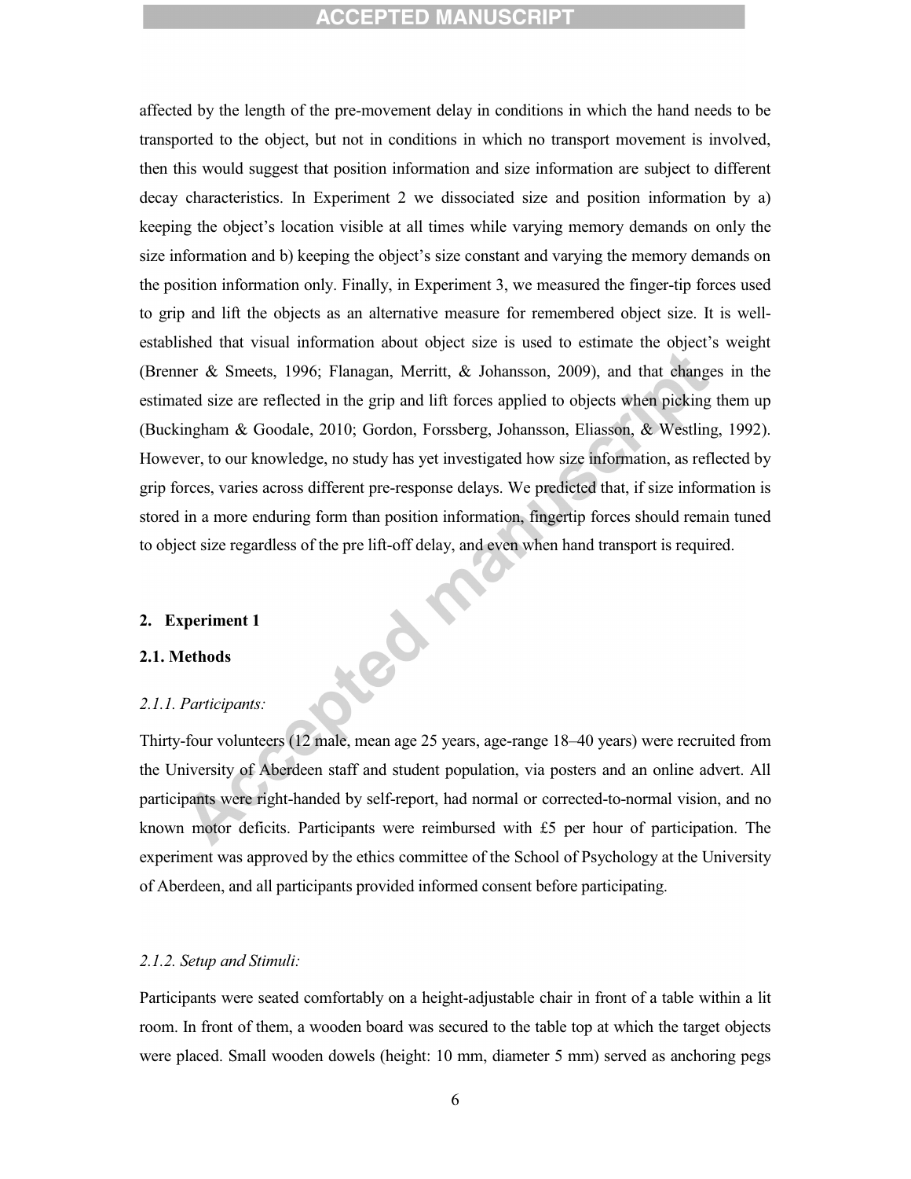affected by the length of the pre-movement delay in conditions in which the hand needs to be transported to the object, but not in conditions in which no transport movement is involved, then this would suggest that position information and size information are subject to different decay characteristics. In Experiment 2 we dissociated size and position information by a) keeping the object's location visible at all times while varying memory demands on only the size information and b) keeping the object's size constant and varying the memory demands on the position information only. Finally, in Experiment 3, we measured the finger-tip forces used to grip and lift the objects as an alternative measure for remembered object size. It is well-established that visual information about object size is used to estimate the object's weight (Brenner & Smeets, 1996; Flanagan, Merritt, & Johansson, 2009), and that changes in the estimated size are reflected in the grip and lift forces applied to objects when picking them up (Buckingham & Goodale, 2010; Gordon, Forssberg, Johansson, Eliasson, & Westling, 1992). However, to our knowledge, no study has yet investigated how size information, as reflected by grip forces, varies across different pre-response delays. We predicted that, if size information is stored in a more enduring form than position information, fingertip forces should remain tuned to object size regardless of the pre lift-off delay, and even when hand transport is required.

## 2. Experiment 1

### 2.1. Methods

#### *2.1.1. Participants:*

Thirty-four volunteers (12 male, mean age 25 years, age-range 18–40 years) were recruited from the University of Aberdeen staff and student population, via posters and an online advert. All participants were right-handed by self-report, had normal or corrected-to-normal vision, and no known motor deficits. Participants were reimbursed with £5 per hour of participation. The experiment was approved by the ethics committee of the School of Psychology at the University of Aberdeen, and all participants provided informed consent before participating.

#### *2.1.2. Setup and Stimuli:*

Participants were seated comfortably on a height-adjustable chair in front of a table within a lit room. In front of them, a wooden board was secured to the table top at which the target objects were placed. Small wooden dowels (height: 10 mm, diameter 5 mm) served as anchoring pegs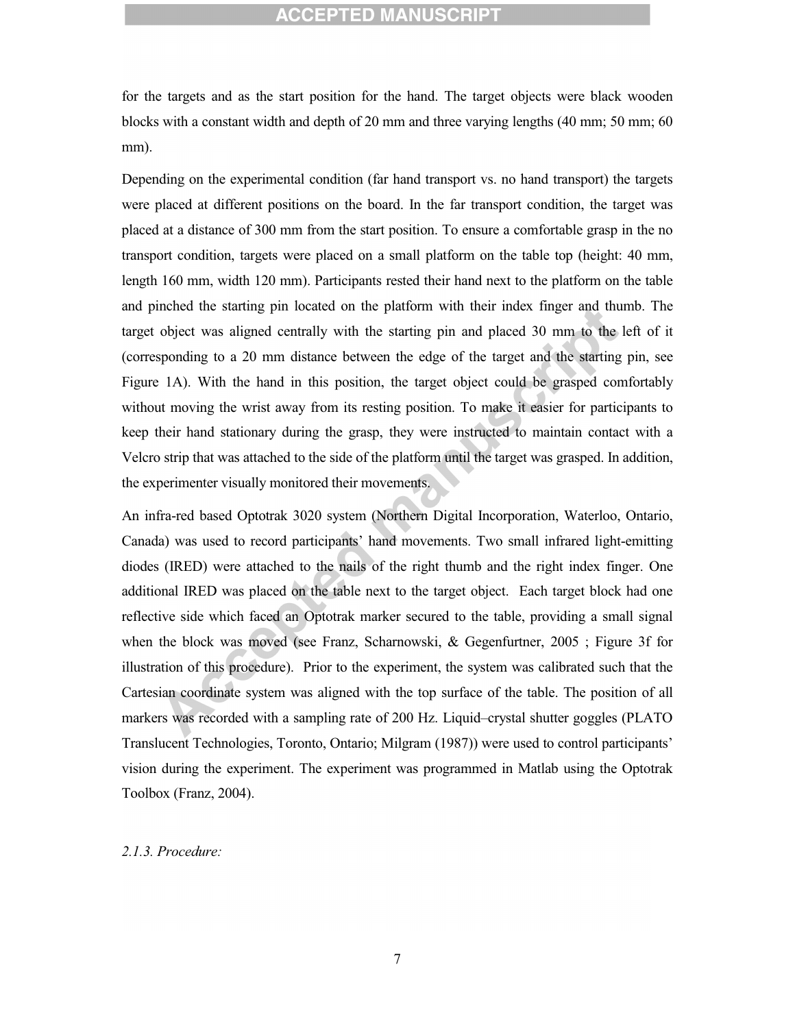for the targets and as the start position for the hand. The target objects were black wooden blocks with a constant width and depth of 20 mm and three varying lengths (40 mm; 50 mm; 60 mm).

Depending on the experimental condition (far hand transport vs. no hand transport) the targets were placed at different positions on the board. In the far transport condition, the target was placed at a distance of 300 mm from the start position. To ensure a comfortable grasp in the no transport condition, targets were placed on a small platform on the table top (height: 40 mm, length 160 mm, width 120 mm). Participants rested their hand next to the platform on the table and pinched the starting pin located on the platform with their index finger and thumb. The target object was aligned centrally with the starting pin and placed 30 mm to the left of it (corresponding to a 20 mm distance between the edge of the target and the starting pin, see Figure 1A). With the hand in this position, the target object could be grasped comfortably without moving the wrist away from its resting position. To make it easier for participants to keep their hand stationary during the grasp, they were instructed to maintain contact with a Velcro strip that was attached to the side of the platform until the target was grasped. In addition, the experimenter visually monitored their movements.

An infra-red based Optotrak 3020 system (Northern Digital Incorporation, Waterloo, Ontario, Canada) was used to record participants' hand movements. Two small infrared light-emitting diodes (IRED) were attached to the nails of the right thumb and the right index finger. One additional IRED was placed on the table next to the target object. Each target block had one reflective side which faced an Optotrak marker secured to the table, providing a small signal when the block was moved (see Franz, Scharnowski, & Gegenfurtner, 2005 ; Figure 3f for illustration of this procedure). Prior to the experiment, the system was calibrated such that the Cartesian coordinate system was aligned with the top surface of the table. The position of all markers was recorded with a sampling rate of 200 Hz. Liquid–crystal shutter goggles (PLATO Translucent Technologies, Toronto, Ontario; Milgram (1987)) were used to control participants' vision during the experiment. The experiment was programmed in Matlab using the Optotrak Toolbox (Franz, 2004).

*2.1.3. Procedure:*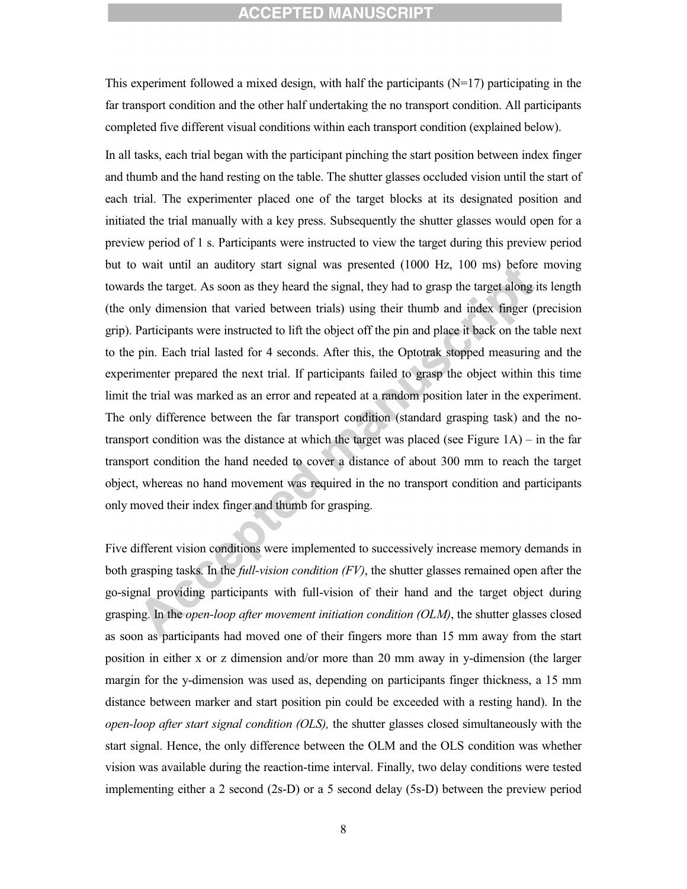This experiment followed a mixed design, with half the participants (N=17) participating in the far transport condition and the other half undertaking the no transport condition. All participants completed five different visual conditions within each transport condition (explained below).

In all tasks, each trial began with the participant pinching the start position between index finger and thumb and the hand resting on the table. The shutter glasses occluded vision until the start of each trial. The experimenter placed one of the target blocks at its designated position and initiated the trial manually with a key press. Subsequently the shutter glasses would open for a preview period of 1 s. Participants were instructed to view the target during this preview period but to wait until an auditory start signal was presented (1000 Hz, 100 ms) before moving towards the target. As soon as they heard the signal, they had to grasp the target along its length (the only dimension that varied between trials) using their thumb and index finger (precision grip). Participants were instructed to lift the object off the pin and place it back on the table next to the pin. Each trial lasted for 4 seconds. After this, the Optotrak stopped measuring and the experimenter prepared the next trial. If participants failed to grasp the object within this time limit the trial was marked as an error and repeated at a random position later in the experiment. The only difference between the far transport condition (standard grasping task) and the no-transport condition was the distance at which the target was placed (see Figure 1A) – in the far transport condition the hand needed to cover a distance of about 300 mm to reach the target object, whereas no hand movement was required in the no transport condition and participants only moved their index finger and thumb for grasping.

Five different vision conditions were implemented to successively increase memory demands in both grasping tasks. In the *full-vision condition (FV)*, the shutter glasses remained open after the go-signal providing participants with full-vision of their hand and the target object during grasping. In the *open-loop after movement initiation condition (OLM)*, the shutter glasses closed as soon as participants had moved one of their fingers more than 15 mm away from the start position in either x or z dimension and/or more than 20 mm away in y-dimension (the larger margin for the y-dimension was used as, depending on participants finger thickness, a 15 mm distance between marker and start position pin could be exceeded with a resting hand). In the *open-loop after start signal condition (OLS),* the shutter glasses closed simultaneously with the start signal. Hence, the only difference between the OLM and the OLS condition was whether vision was available during the reaction-time interval. Finally, two delay conditions were tested implementing either a 2 second (2s-D) or a 5 second delay (5s-D) between the preview period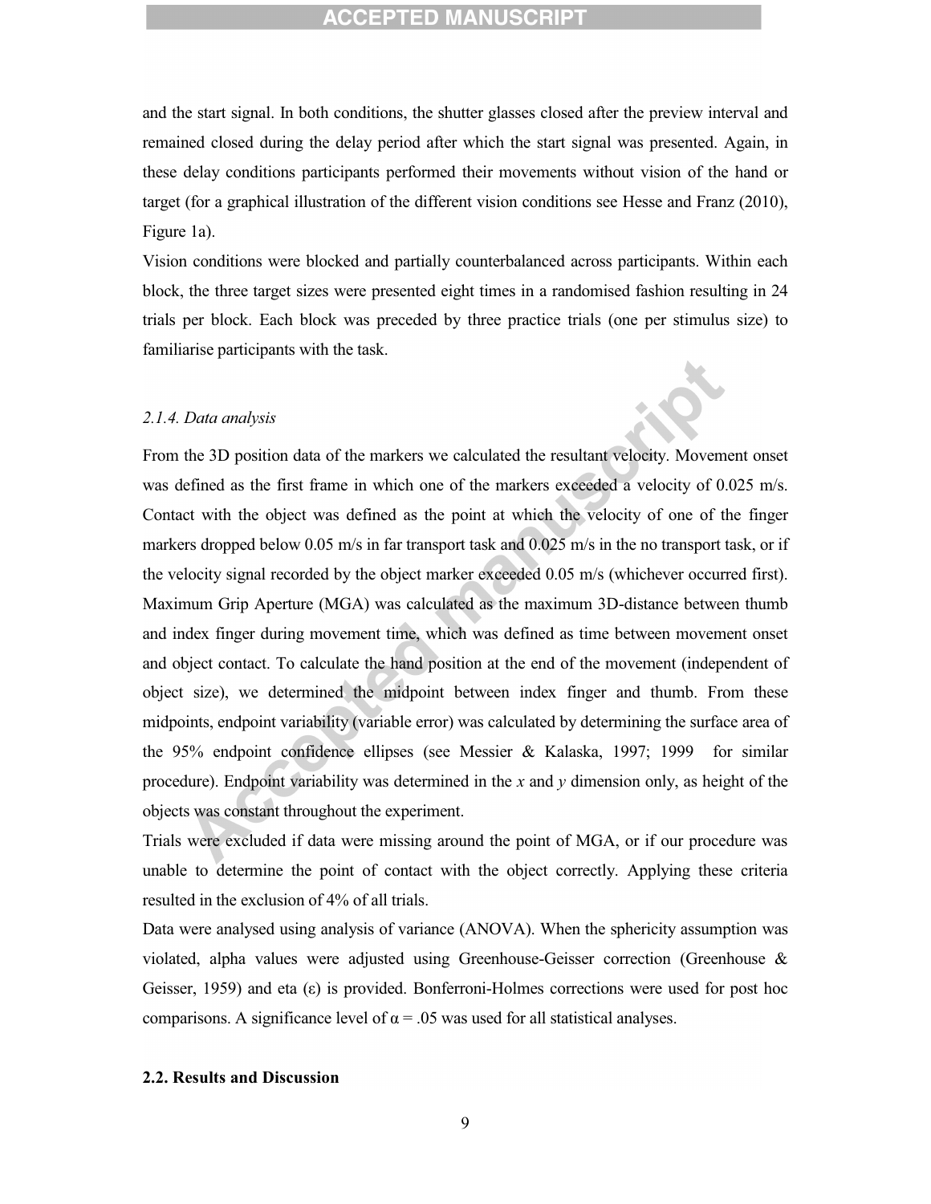and the start signal. In both conditions, the shutter glasses closed after the preview interval and remained closed during the delay period after which the start signal was presented. Again, in these delay conditions participants performed their movements without vision of the hand or target (for a graphical illustration of the different vision conditions see Hesse and Franz (2010), Figure 1a).

Vision conditions were blocked and partially counterbalanced across participants. Within each block, the three target sizes were presented eight times in a randomised fashion resulting in 24 trials per block. Each block was preceded by three practice trials (one per stimulus size) to familiarise participants with the task.

### *2.1.4. Data analysis*

From the 3D position data of the markers we calculated the resultant velocity. Movement onset was defined as the first frame in which one of the markers exceeded a velocity of 0.025 m/s. Contact with the object was defined as the point at which the velocity of one of the finger markers dropped below 0.05 m/s in far transport task and 0.025 m/s in the no transport task, or if the velocity signal recorded by the object marker exceeded 0.05 m/s (whichever occurred first). Maximum Grip Aperture (MGA) was calculated as the maximum 3D-distance between thumb and index finger during movement time, which was defined as time between movement onset and object contact. To calculate the hand position at the end of the movement (independent of object size), we determined the midpoint between index finger and thumb. From these midpoints, endpoint variability (variable error) was calculated by determining the surface area of the 95% endpoint confidence ellipses (see Messier & Kalaska, 1997; 1999 for similar procedure). Endpoint variability was determined in the $x$ and $y$ dimension only, as height of the objects was constant throughout the experiment.

Trials were excluded if data were missing around the point of MGA, or if our procedure was unable to determine the point of contact with the object correctly. Applying these criteria resulted in the exclusion of 4% of all trials.

Data were analysed using analysis of variance (ANOVA). When the sphericity assumption was violated, alpha values were adjusted using Greenhouse-Geisser correction (Greenhouse & Geisser, 1959) and eta ($\varepsilon$) is provided. Bonferroni-Holmes corrections were used for post hoc comparisons. A significance level of $\alpha = .05$ was used for all statistical analyses.

## **2.2. Results and Discussion**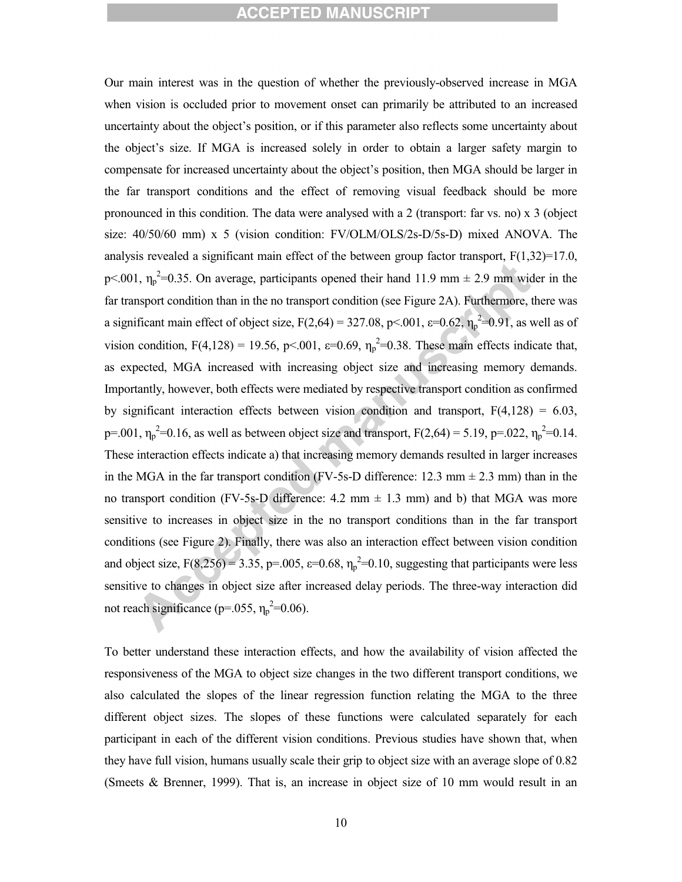Our main interest was in the question of whether the previously-observed increase in MGA when vision is occluded prior to movement onset can primarily be attributed to an increased uncertainty about the object's position, or if this parameter also reflects some uncertainty about the object's size. If MGA is increased solely in order to obtain a larger safety margin to compensate for increased uncertainty about the object's position, then MGA should be larger in the far transport conditions and the effect of removing visual feedback should be more pronounced in this condition. The data were analysed with a 2 (transport: far vs. no) x 3 (object size: 40/50/60 mm) x 5 (vision condition: FV/OLM/OLS/2s-D/5s-D) mixed ANOVA. The analysis revealed a significant main effect of the between group factor transport, $F(1,32)=17.0$, $p<.001$, $\eta_p^2=0.35$. On average, participants opened their hand 11.9 mm ± 2.9 mm wider in the far transport condition than in the no transport condition (see Figure 2A). Furthermore, there was a significant main effect of object size, $F(2,64) = 327.08$, $p<.001$, $\varepsilon=0.62$, $\eta_p^2=0.91$, as well as of vision condition, $F(4,128) = 19.56$, $p<.001$, $\varepsilon=0.69$, $\eta_p^2=0.38$. These main effects indicate that, as expected, MGA increased with increasing object size and increasing memory demands. Importantly, however, both effects were mediated by respective transport condition as confirmed by significant interaction effects between vision condition and transport, $F(4,128) = 6.03$, $p=.001$, $\eta_p^2=0.16$, as well as between object size and transport, $F(2,64) = 5.19$, $p=.022$, $\eta_p^2=0.14$. These interaction effects indicate a) that increasing memory demands resulted in larger increases in the MGA in the far transport condition (FV-5s-D difference: 12.3 mm ± 2.3 mm) than in the no transport condition (FV-5s-D difference: 4.2 mm ± 1.3 mm) and b) that MGA was more sensitive to increases in object size in the no transport conditions than in the far transport conditions (see Figure 2). Finally, there was also an interaction effect between vision condition and object size, $F(8,256) = 3.35$, $p=.005$, $\varepsilon=0.68$, $\eta_p^2=0.10$, suggesting that participants were less sensitive to changes in object size after increased delay periods. The three-way interaction did not reach significance ($p=.055$, $\eta_p^2=0.06$).

To better understand these interaction effects, and how the availability of vision affected the responsiveness of the MGA to object size changes in the two different transport conditions, we also calculated the slopes of the linear regression function relating the MGA to the three different object sizes. The slopes of these functions were calculated separately for each participant in each of the different vision conditions. Previous studies have shown that, when they have full vision, humans usually scale their grip to object size with an average slope of 0.82 (Smeets & Brenner, 1999). That is, an increase in object size of 10 mm would result in an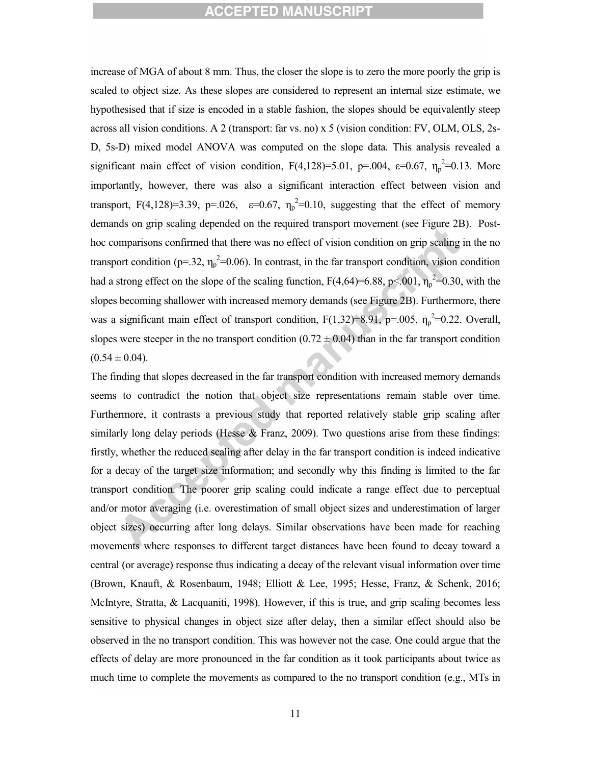increase of MGA of about 8 mm. Thus, the closer the slope is to zero the more poorly the grip is scaled to object size. As these slopes are considered to represent an internal size estimate, we hypothesised that if size is encoded in a stable fashion, the slopes should be equivalently steep across all vision conditions. A 2 (transport: far vs. no) x 5 (vision condition: FV, OLM, OLS, 2s-D, 5s-D) mixed model ANOVA was computed on the slope data. This analysis revealed a significant main effect of vision condition, $F(4,128)=5.01$, $p=.004$, $\varepsilon=0.67$, $\eta_p^2=0.13$. More importantly, however, there was also a significant interaction effect between vision and transport, $F(4,128)=3.39$, $p=.026$, $\varepsilon=0.67$, $\eta_p^2=0.10$, suggesting that the effect of memory demands on grip scaling depended on the required transport movement (see Figure 2B). Post-hoc comparisons confirmed that there was no effect of vision condition on grip scaling in the no transport condition ($p=.32$, $\eta_p^2=0.06$). In contrast, in the far transport condition, vision condition had a strong effect on the slope of the scaling function, $F(4,64)=6.88$, $p<.001$, $\eta_p^2=0.30$, with the slopes becoming shallower with increased memory demands (see Figure 2B). Furthermore, there was a significant main effect of transport condition, $F(1,32)=8.91$, $p=.005$, $\eta_p^2=0.22$. Overall, slopes were steeper in the no transport condition ($0.72 \pm 0.04$) than in the far transport condition ($0.54 \pm 0.04$).

The finding that slopes decreased in the far transport condition with increased memory demands seems to contradict the notion that object size representations remain stable over time. Furthermore, it contrasts a previous study that reported relatively stable grip scaling after similarly long delay periods (Hesse & Franz, 2009). Two questions arise from these findings: firstly, whether the reduced scaling after delay in the far transport condition is indeed indicative for a decay of the target size information; and secondly why this finding is limited to the far transport condition. The poorer grip scaling could indicate a range effect due to perceptual and/or motor averaging (i.e. overestimation of small object sizes and underestimation of larger object sizes) occurring after long delays. Similar observations have been made for reaching movements where responses to different target distances have been found to decay toward a central (or average) response thus indicating a decay of the relevant visual information over time (Brown, Knauft, & Rosenbaum, 1948; Elliott & Lee, 1995; Hesse, Franz, & Schenk, 2016; McIntyre, Stratta, & Lacquaniti, 1998). However, if this is true, and grip scaling becomes less sensitive to physical changes in object size after delay, then a similar effect should also be observed in the no transport condition. This was however not the case. One could argue that the effects of delay are more pronounced in the far condition as it took participants about twice as much time to complete the movements as compared to the no transport condition (e.g., MTs in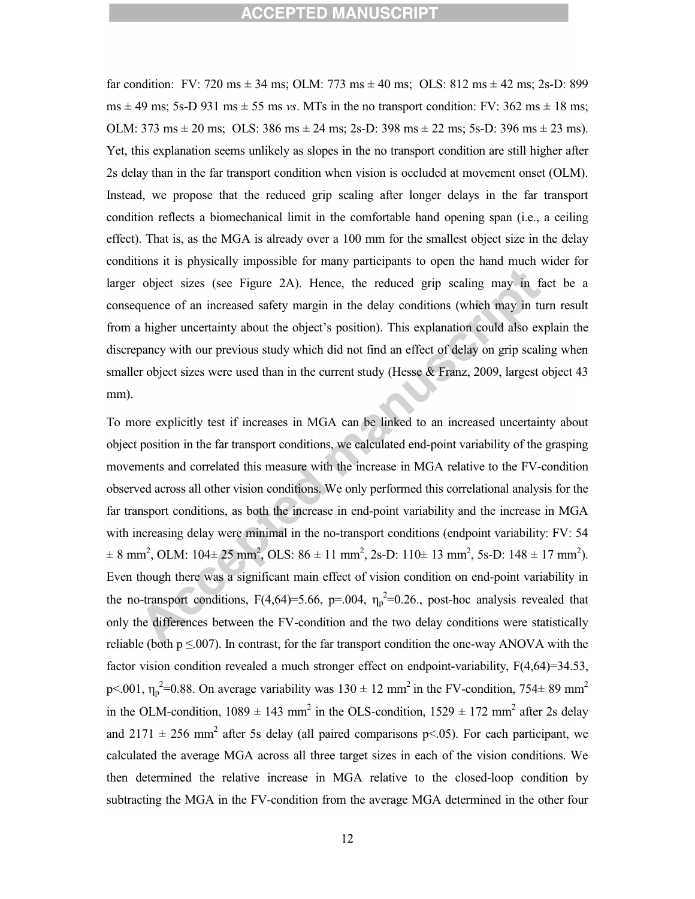far condition: FV: 720 ms ± 34 ms; OLM: 773 ms ± 40 ms; OLS: 812 ms ± 42 ms; 2s-D: 899 ms ± 49 ms; 5s-D 931 ms ± 55 ms *vs*. MTs in the no transport condition: FV: 362 ms ± 18 ms; OLM: 373 ms ± 20 ms; OLS: 386 ms ± 24 ms; 2s-D: 398 ms ± 22 ms; 5s-D: 396 ms ± 23 ms). Yet, this explanation seems unlikely as slopes in the no transport condition are still higher after 2s delay than in the far transport condition when vision is occluded at movement onset (OLM). Instead, we propose that the reduced grip scaling after longer delays in the far transport condition reflects a biomechanical limit in the comfortable hand opening span (i.e., a ceiling effect). That is, as the MGA is already over a 100 mm for the smallest object size in the delay conditions it is physically impossible for many participants to open the hand much wider for larger object sizes (see Figure 2A). Hence, the reduced grip scaling may in fact be a consequence of an increased safety margin in the delay conditions (which may in turn result from a higher uncertainty about the object's position). This explanation could also explain the discrepancy with our previous study which did not find an effect of delay on grip scaling when smaller object sizes were used than in the current study (Hesse & Franz, 2009, largest object 43 mm).

To more explicitly test if increases in MGA can be linked to an increased uncertainty about object position in the far transport conditions, we calculated end-point variability of the grasping movements and correlated this measure with the increase in MGA relative to the FV-condition observed across all other vision conditions. We only performed this correlational analysis for the far transport conditions, as both the increase in end-point variability and the increase in MGA with increasing delay were minimal in the no-transport conditions (endpoint variability: FV: 54 ± 8 $mm^2$, OLM: 104± 25 $mm^2$, OLS: 86 ± 11 $mm^2$, 2s-D: 110± 13 $mm^2$, 5s-D: 148 ± 17 $mm^2$). Even though there was a significant main effect of vision condition on end-point variability in the no-transport conditions, $F(4,64)=5.66$, $p=.004$, $\eta_p^2=0.26$., post-hoc analysis revealed that only the differences between the FV-condition and the two delay conditions were statistically reliable (both $p \leq .007$). In contrast, for the far transport condition the one-way ANOVA with the factor vision condition revealed a much stronger effect on endpoint-variability, $F(4,64)=34.53$, $p<.001$, $\eta_p^2=0.88$. On average variability was 130 ± 12 $mm^2$ in the FV-condition, 754± 89 $mm^2$ in the OLM-condition, 1089 ± 143 $mm^2$ in the OLS-condition, 1529 ± 172 $mm^2$ after 2s delay and 2171 ± 256 $mm^2$ after 5s delay (all paired comparisons $p<.05$). For each participant, we calculated the average MGA across all three target sizes in each of the vision conditions. We then determined the relative increase in MGA relative to the closed-loop condition by subtracting the MGA in the FV-condition from the average MGA determined in the other four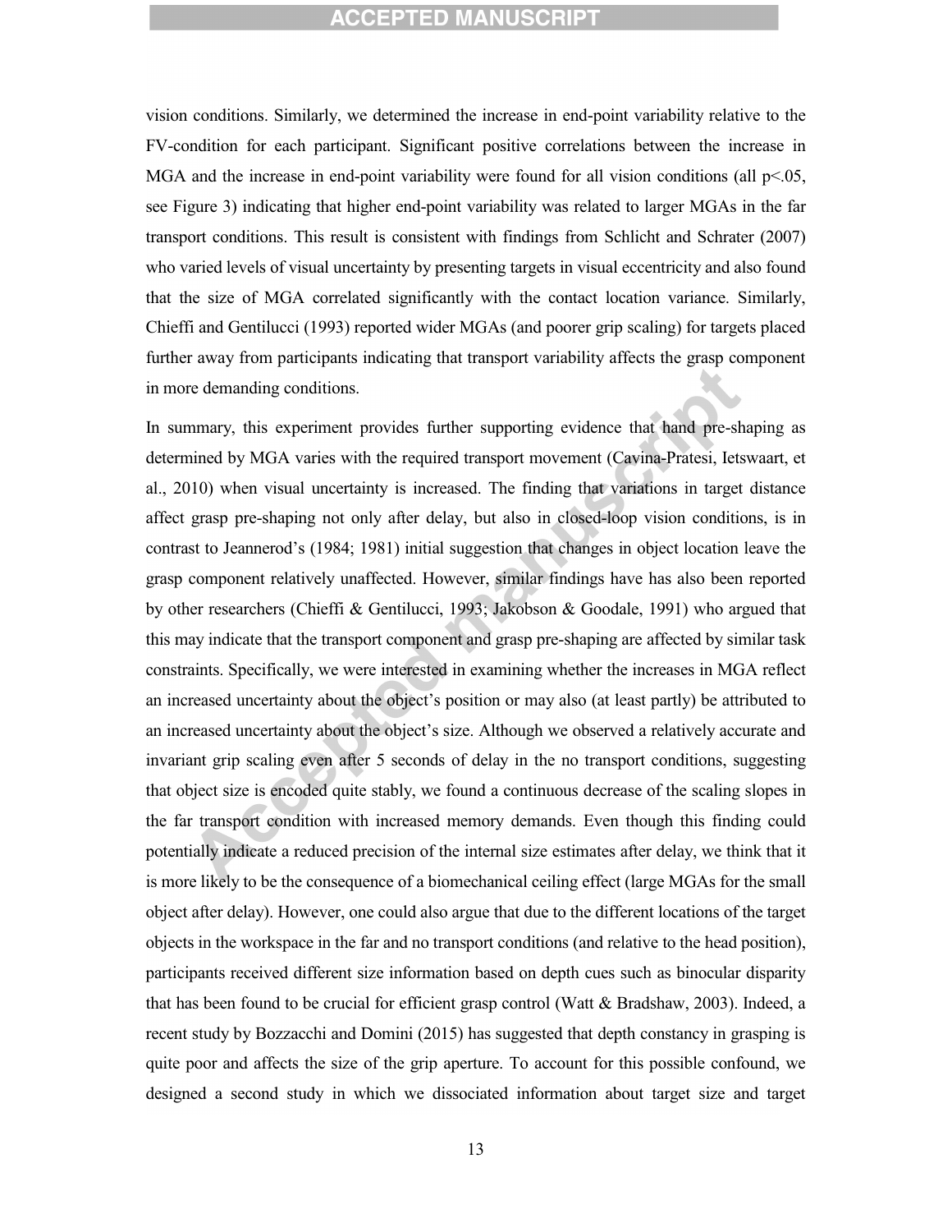vision conditions. Similarly, we determined the increase in end-point variability relative to the FV-condition for each participant. Significant positive correlations between the increase in MGA and the increase in end-point variability were found for all vision conditions (all $p<.05$, see Figure 3) indicating that higher end-point variability was related to larger MGAs in the far transport conditions. This result is consistent with findings from Schlicht and Schrater (2007) who varied levels of visual uncertainty by presenting targets in visual eccentricity and also found that the size of MGA correlated significantly with the contact location variance. Similarly, Chieffi and Gentilucci (1993) reported wider MGAs (and poorer grip scaling) for targets placed further away from participants indicating that transport variability affects the grasp component in more demanding conditions.

In summary, this experiment provides further supporting evidence that hand pre-shaping as determined by MGA varies with the required transport movement (Cavina-Pratesi, Ietswaart, et al., 2010) when visual uncertainty is increased. The finding that variations in target distance affect grasp pre-shaping not only after delay, but also in closed-loop vision conditions, is in contrast to Jeannerod's (1984; 1981) initial suggestion that changes in object location leave the grasp component relatively unaffected. However, similar findings have has also been reported by other researchers (Chieffi & Gentilucci, 1993; Jakobson & Goodale, 1991) who argued that this may indicate that the transport component and grasp pre-shaping are affected by similar task constraints. Specifically, we were interested in examining whether the increases in MGA reflect an increased uncertainty about the object's position or may also (at least partly) be attributed to an increased uncertainty about the object's size. Although we observed a relatively accurate and invariant grip scaling even after 5 seconds of delay in the no transport conditions, suggesting that object size is encoded quite stably, we found a continuous decrease of the scaling slopes in the far transport condition with increased memory demands. Even though this finding could potentially indicate a reduced precision of the internal size estimates after delay, we think that it is more likely to be the consequence of a biomechanical ceiling effect (large MGAs for the small object after delay). However, one could also argue that due to the different locations of the target objects in the workspace in the far and no transport conditions (and relative to the head position), participants received different size information based on depth cues such as binocular disparity that has been found to be crucial for efficient grasp control (Watt & Bradshaw, 2003). Indeed, a recent study by Bozzacchi and Domini (2015) has suggested that depth constancy in grasping is quite poor and affects the size of the grip aperture. To account for this possible confound, we designed a second study in which we dissociated information about target size and target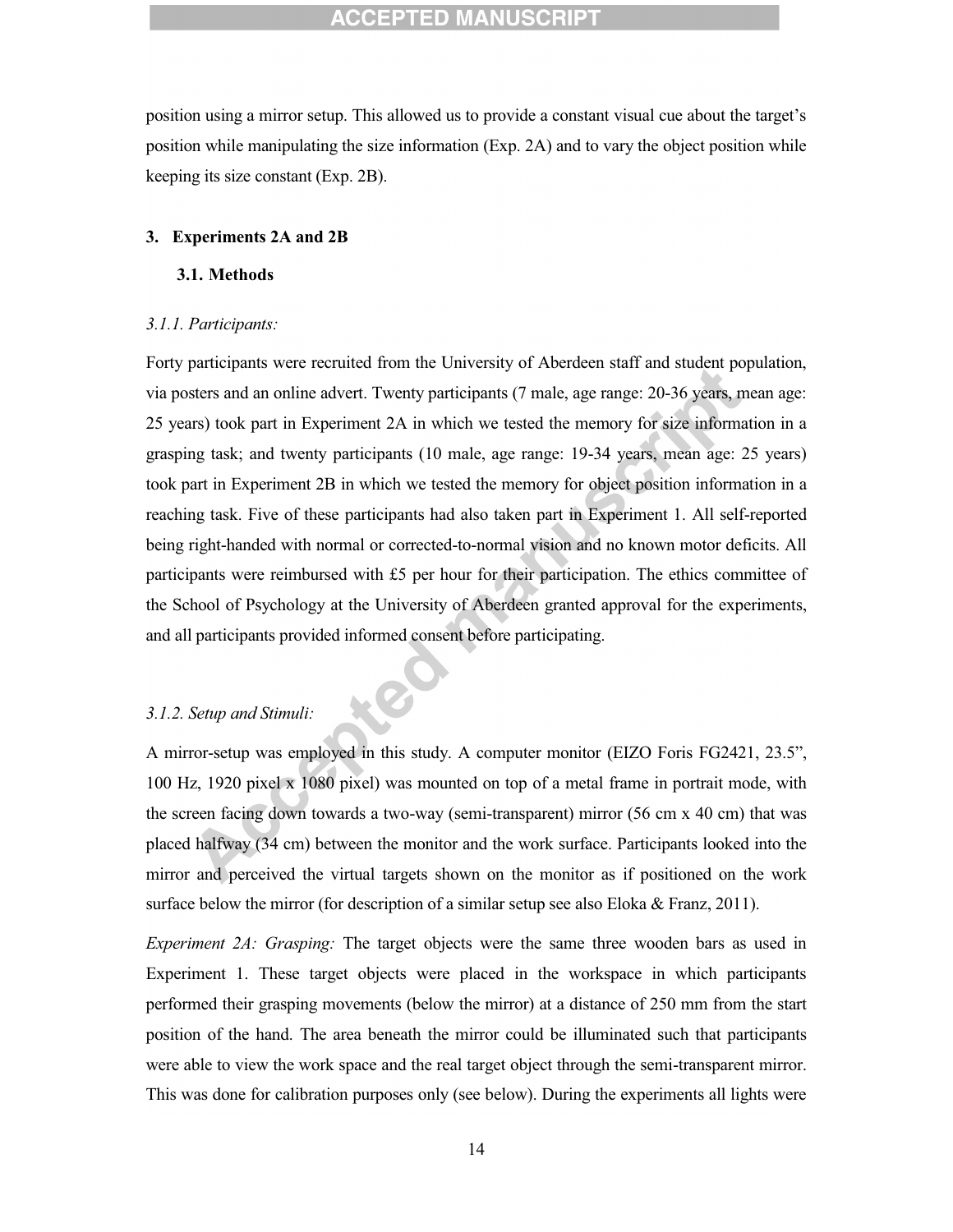position using a mirror setup. This allowed us to provide a constant visual cue about the target's position while manipulating the size information (Exp. 2A) and to vary the object position while keeping its size constant (Exp. 2B).

## 3. Experiments 2A and 2B

### 3.1. Methods

*3.1.1. Participants:*

Forty participants were recruited from the University of Aberdeen staff and student population, via posters and an online advert. Twenty participants (7 male, age range: 20-36 years, mean age: 25 years) took part in Experiment 2A in which we tested the memory for size information in a grasping task; and twenty participants (10 male, age range: 19-34 years, mean age: 25 years) took part in Experiment 2B in which we tested the memory for object position information in a reaching task. Five of these participants had also taken part in Experiment 1. All self-reported being right-handed with normal or corrected-to-normal vision and no known motor deficits. All participants were reimbursed with £5 per hour for their participation. The ethics committee of the School of Psychology at the University of Aberdeen granted approval for the experiments, and all participants provided informed consent before participating.

*3.1.2. Setup and Stimuli:*

A mirror-setup was employed in this study. A computer monitor (EIZO Foris FG2421, 23.5", 100 Hz, 1920 pixel x 1080 pixel) was mounted on top of a metal frame in portrait mode, with the screen facing down towards a two-way (semi-transparent) mirror (56 cm x 40 cm) that was placed halfway (34 cm) between the monitor and the work surface. Participants looked into the mirror and perceived the virtual targets shown on the monitor as if positioned on the work surface below the mirror (for description of a similar setup see also Eloka & Franz, 2011).

*Experiment 2A: Grasping:* The target objects were the same three wooden bars as used in Experiment 1. These target objects were placed in the workspace in which participants performed their grasping movements (below the mirror) at a distance of 250 mm from the start position of the hand. The area beneath the mirror could be illuminated such that participants were able to view the work space and the real target object through the semi-transparent mirror. This was done for calibration purposes only (see below). During the experiments all lights were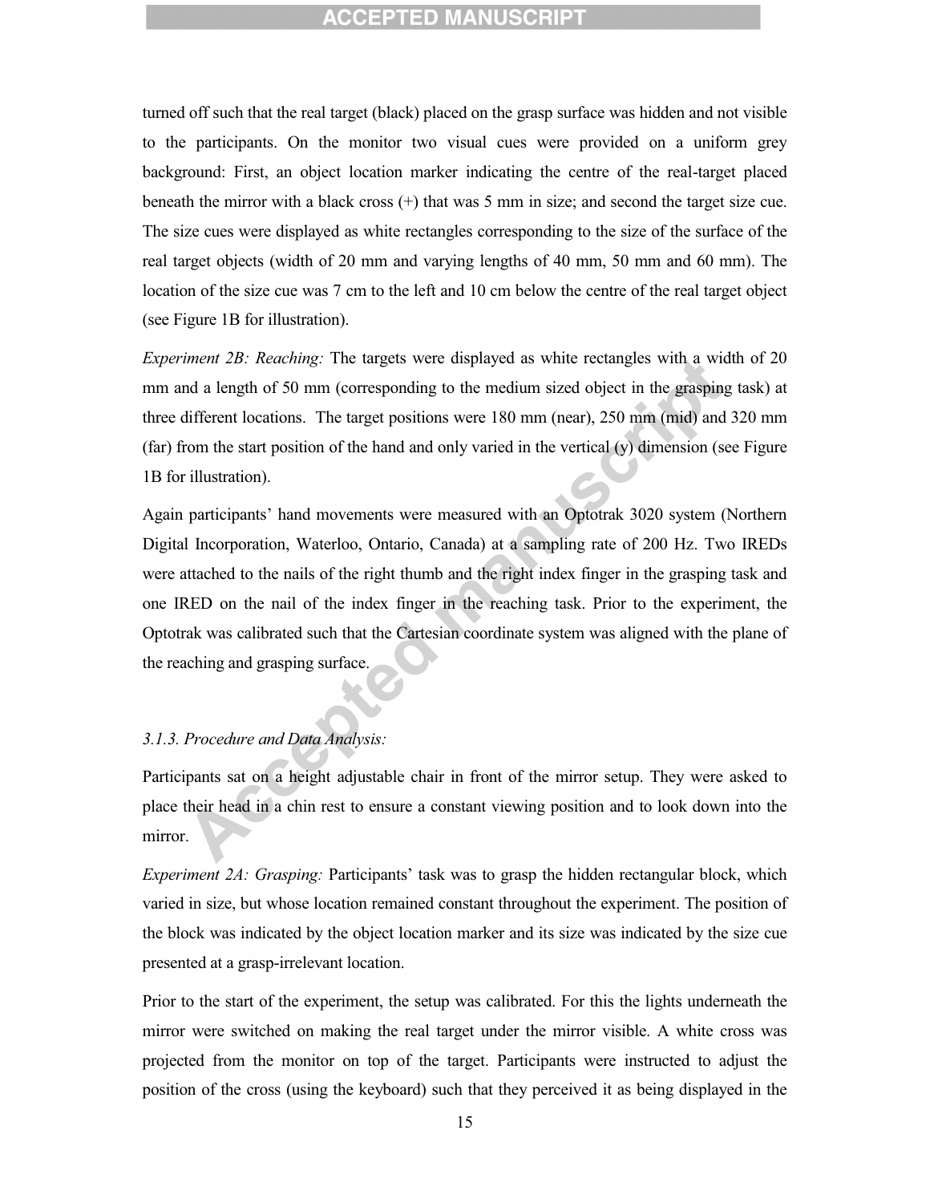turned off such that the real target (black) placed on the grasp surface was hidden and not visible to the participants. On the monitor two visual cues were provided on a uniform grey background: First, an object location marker indicating the centre of the real-target placed beneath the mirror with a black cross (+) that was 5 mm in size; and second the target size cue. The size cues were displayed as white rectangles corresponding to the size of the surface of the real target objects (width of 20 mm and varying lengths of 40 mm, 50 mm and 60 mm). The location of the size cue was 7 cm to the left and 10 cm below the centre of the real target object (see Figure 1B for illustration).

*Experiment 2B: Reaching:* The targets were displayed as white rectangles with a width of 20 mm and a length of 50 mm (corresponding to the medium sized object in the grasping task) at three different locations. The target positions were 180 mm (near), 250 mm (mid) and 320 mm (far) from the start position of the hand and only varied in the vertical (y) dimension (see Figure 1B for illustration).

Again participants' hand movements were measured with an Optotrak 3020 system (Northern Digital Incorporation, Waterloo, Ontario, Canada) at a sampling rate of 200 Hz. Two IREDs were attached to the nails of the right thumb and the right index finger in the grasping task and one IRED on the nail of the index finger in the reaching task. Prior to the experiment, the Optotrak was calibrated such that the Cartesian coordinate system was aligned with the plane of the reaching and grasping surface.

### *3.1.3. Procedure and Data Analysis:*

Participants sat on a height adjustable chair in front of the mirror setup. They were asked to place their head in a chin rest to ensure a constant viewing position and to look down into the mirror.

*Experiment 2A: Grasping:* Participants' task was to grasp the hidden rectangular block, which varied in size, but whose location remained constant throughout the experiment. The position of the block was indicated by the object location marker and its size was indicated by the size cue presented at a grasp-irrelevant location.

Prior to the start of the experiment, the setup was calibrated. For this the lights underneath the mirror were switched on making the real target under the mirror visible. A white cross was projected from the monitor on top of the target. Participants were instructed to adjust the position of the cross (using the keyboard) such that they perceived it as being displayed in the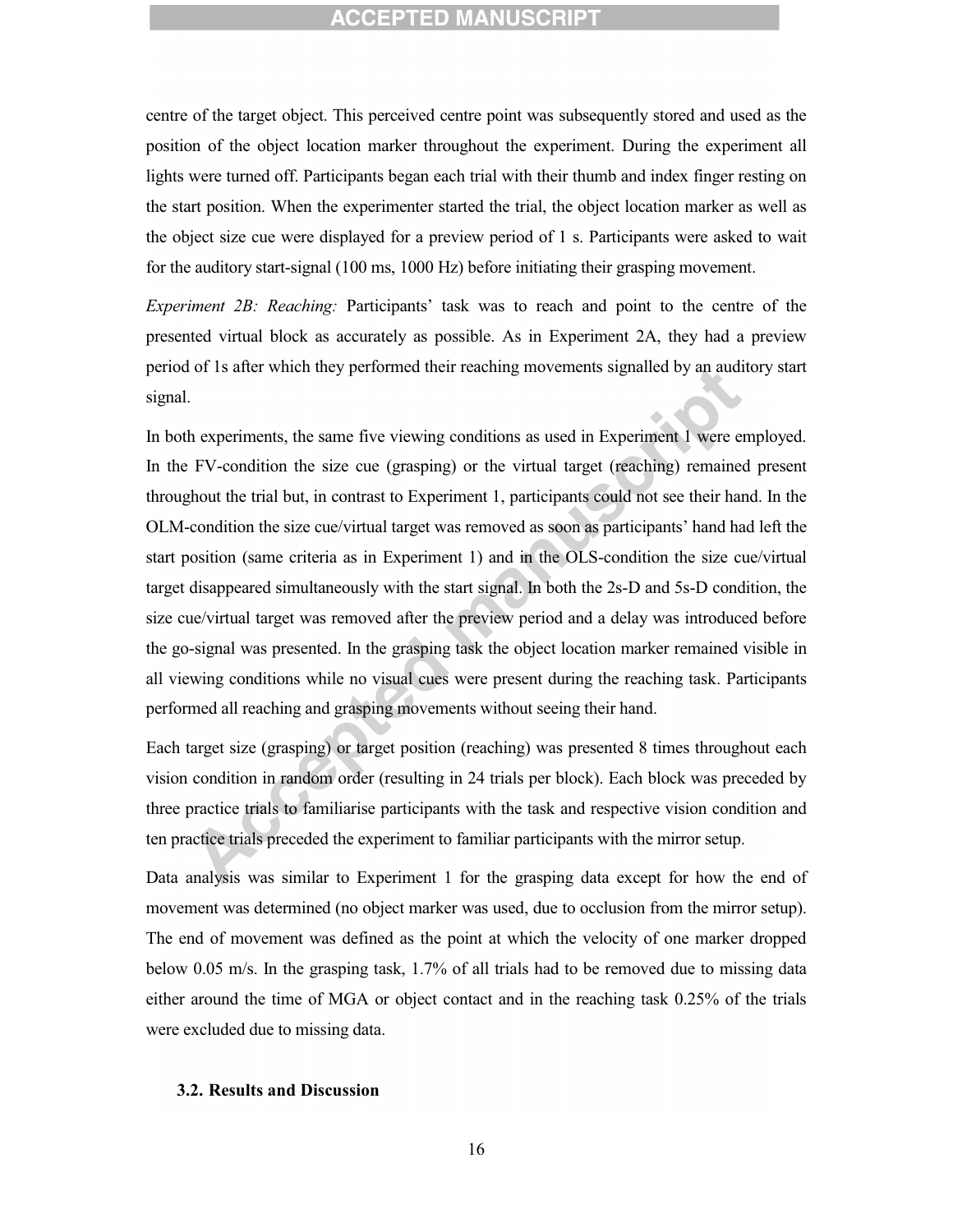centre of the target object. This perceived centre point was subsequently stored and used as the position of the object location marker throughout the experiment. During the experiment all lights were turned off. Participants began each trial with their thumb and index finger resting on the start position. When the experimenter started the trial, the object location marker as well as the object size cue were displayed for a preview period of 1 s. Participants were asked to wait for the auditory start-signal (100 ms, 1000 Hz) before initiating their grasping movement.

*Experiment 2B: Reaching:* Participants' task was to reach and point to the centre of the presented virtual block as accurately as possible. As in Experiment 2A, they had a preview period of 1s after which they performed their reaching movements signalled by an auditory start signal.

In both experiments, the same five viewing conditions as used in Experiment 1 were employed. In the FV-condition the size cue (grasping) or the virtual target (reaching) remained present throughout the trial but, in contrast to Experiment 1, participants could not see their hand. In the OLM-condition the size cue/virtual target was removed as soon as participants' hand had left the start position (same criteria as in Experiment 1) and in the OLS-condition the size cue/virtual target disappeared simultaneously with the start signal. In both the 2s-D and 5s-D condition, the size cue/virtual target was removed after the preview period and a delay was introduced before the go-signal was presented. In the grasping task the object location marker remained visible in all viewing conditions while no visual cues were present during the reaching task. Participants performed all reaching and grasping movements without seeing their hand.

Each target size (grasping) or target position (reaching) was presented 8 times throughout each vision condition in random order (resulting in 24 trials per block). Each block was preceded by three practice trials to familiarise participants with the task and respective vision condition and ten practice trials preceded the experiment to familiar participants with the mirror setup.

Data analysis was similar to Experiment 1 for the grasping data except for how the end of movement was determined (no object marker was used, due to occlusion from the mirror setup). The end of movement was defined as the point at which the velocity of one marker dropped below 0.05 m/s. In the grasping task, 1.7% of all trials had to be removed due to missing data either around the time of MGA or object contact and in the reaching task 0.25% of the trials were excluded due to missing data.

### 3.2. Results and Discussion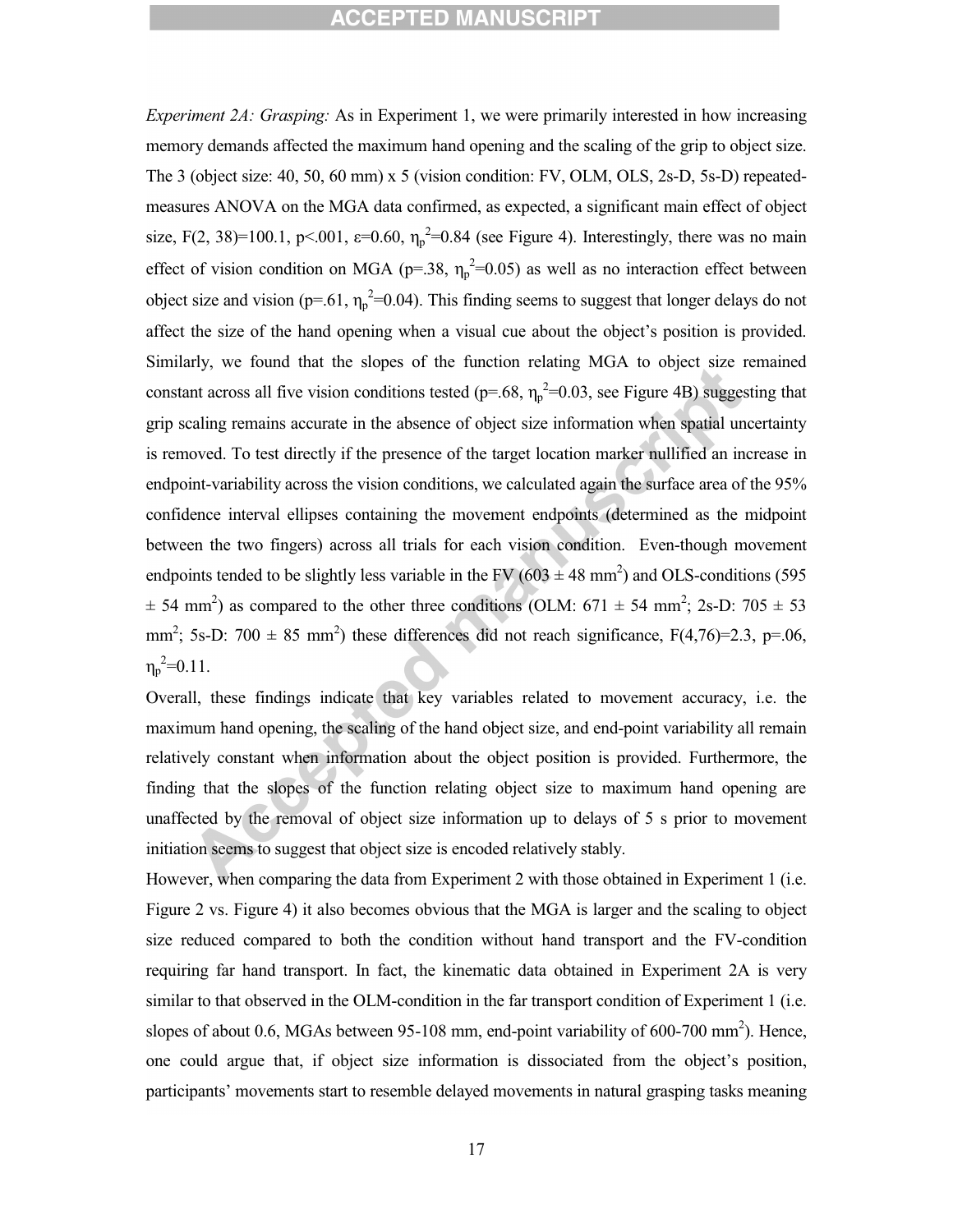*Experiment 2A: Grasping:* As in Experiment 1, we were primarily interested in how increasing memory demands affected the maximum hand opening and the scaling of the grip to object size. The 3 (object size: 40, 50, 60 mm) x 5 (vision condition: FV, OLM, OLS, 2s-D, 5s-D) repeated-measures ANOVA on the MGA data confirmed, as expected, a significant main effect of object size, $F(2, 38)=100.1$, $p<.001$, $\varepsilon=0.60$, $\eta_p^2=0.84$ (see Figure 4). Interestingly, there was no main effect of vision condition on MGA ($p=.38$, $\eta_p^2=0.05$) as well as no interaction effect between object size and vision ($p=.61$, $\eta_p^2=0.04$). This finding seems to suggest that longer delays do not affect the size of the hand opening when a visual cue about the object's position is provided. Similarly, we found that the slopes of the function relating MGA to object size remained constant across all five vision conditions tested ($p=.68$, $\eta_p^2=0.03$, see Figure 4B) suggesting that grip scaling remains accurate in the absence of object size information when spatial uncertainty is removed. To test directly if the presence of the target location marker nullified an increase in endpoint-variability across the vision conditions, we calculated again the surface area of the 95% confidence interval ellipses containing the movement endpoints (determined as the midpoint between the two fingers) across all trials for each vision condition. Even-though movement endpoints tended to be slightly less variable in the FV ($603 \pm 48$ mm$^2$) and OLS-conditions ($595 \pm 54$ mm$^2$) as compared to the other three conditions (OLM: $671 \pm 54$ mm$^2$; 2s-D: $705 \pm 53$ mm$^2$; 5s-D: $700 \pm 85$ mm$^2$) these differences did not reach significance, $F(4,76)=2.3$, $p=.06$, $\eta_p^2=0.11$.

Overall, these findings indicate that key variables related to movement accuracy, i.e. the maximum hand opening, the scaling of the hand object size, and end-point variability all remain relatively constant when information about the object position is provided. Furthermore, the finding that the slopes of the function relating object size to maximum hand opening are unaffected by the removal of object size information up to delays of 5 s prior to movement initiation seems to suggest that object size is encoded relatively stably.

However, when comparing the data from Experiment 2 with those obtained in Experiment 1 (i.e. Figure 2 vs. Figure 4) it also becomes obvious that the MGA is larger and the scaling to object size reduced compared to both the condition without hand transport and the FV-condition requiring far hand transport. In fact, the kinematic data obtained in Experiment 2A is very similar to that observed in the OLM-condition in the far transport condition of Experiment 1 (i.e. slopes of about 0.6, MGAs between 95-108 mm, end-point variability of 600-700 mm$^2$). Hence, one could argue that, if object size information is dissociated from the object's position, participants' movements start to resemble delayed movements in natural grasping tasks meaning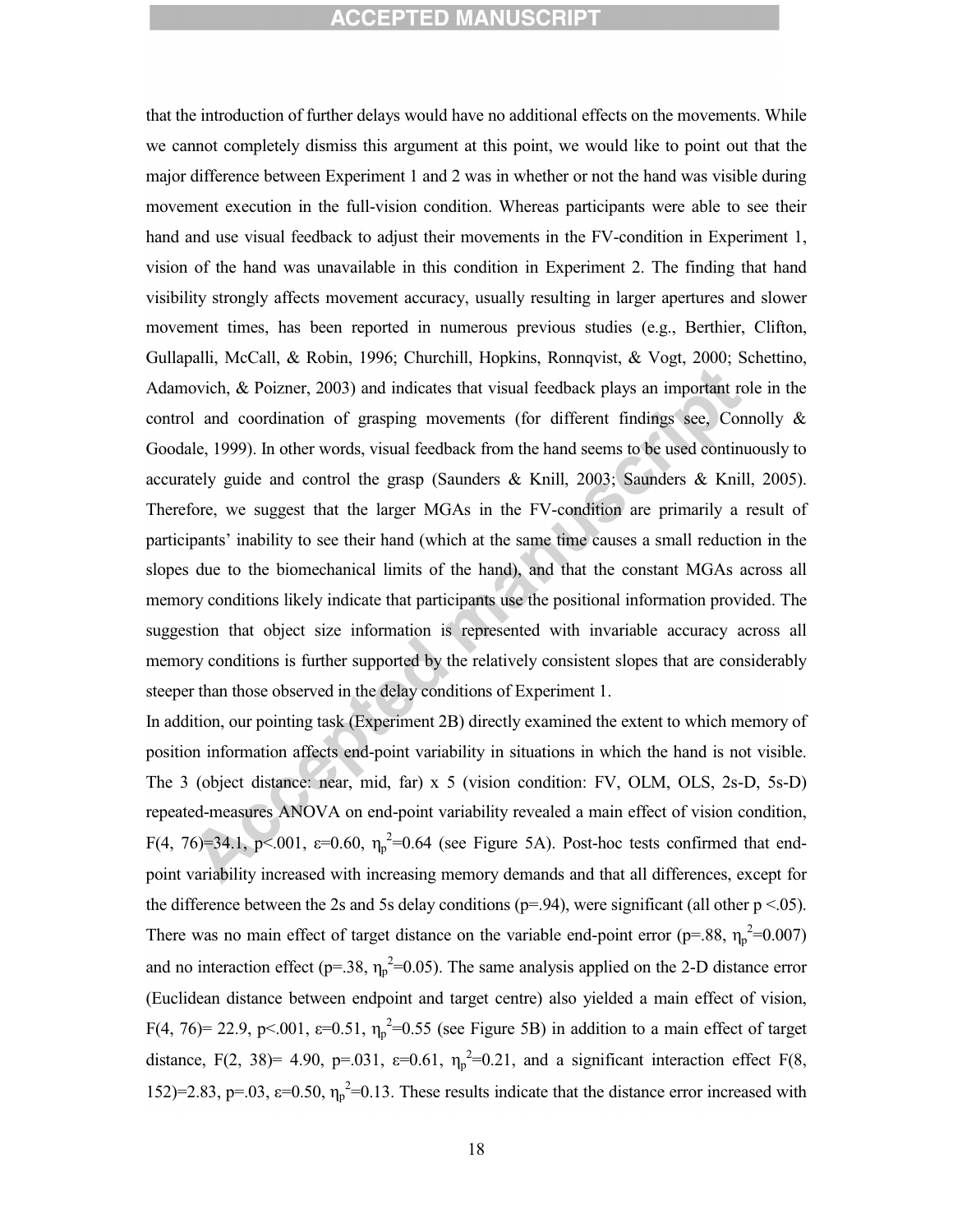that the introduction of further delays would have no additional effects on the movements. While we cannot completely dismiss this argument at this point, we would like to point out that the major difference between Experiment 1 and 2 was in whether or not the hand was visible during movement execution in the full-vision condition. Whereas participants were able to see their hand and use visual feedback to adjust their movements in the FV-condition in Experiment 1, vision of the hand was unavailable in this condition in Experiment 2. The finding that hand visibility strongly affects movement accuracy, usually resulting in larger apertures and slower movement times, has been reported in numerous previous studies (e.g., Berthier, Clifton, Gullapalli, McCall, & Robin, 1996; Churchill, Hopkins, Ronnqvist, & Vogt, 2000; Schettino, Adamovich, & Poizner, 2003) and indicates that visual feedback plays an important role in the control and coordination of grasping movements (for different findings see, Connolly & Goodale, 1999). In other words, visual feedback from the hand seems to be used continuously to accurately guide and control the grasp (Saunders & Knill, 2003; Saunders & Knill, 2005). Therefore, we suggest that the larger MGAs in the FV-condition are primarily a result of participants' inability to see their hand (which at the same time causes a small reduction in the slopes due to the biomechanical limits of the hand), and that the constant MGAs across all memory conditions likely indicate that participants use the positional information provided. The suggestion that object size information is represented with invariable accuracy across all memory conditions is further supported by the relatively consistent slopes that are considerably steeper than those observed in the delay conditions of Experiment 1.

In addition, our pointing task (Experiment 2B) directly examined the extent to which memory of position information affects end-point variability in situations in which the hand is not visible. The 3 (object distance: near, mid, far) x 5 (vision condition: FV, OLM, OLS, 2s-D, 5s-D) repeated-measures ANOVA on end-point variability revealed a main effect of vision condition, $F(4, 76)=34.1$, $p<.001$, $\varepsilon=0.60$, $\eta_p^2=0.64$ (see Figure 5A). Post-hoc tests confirmed that end-point variability increased with increasing memory demands and that all differences, except for the difference between the 2s and 5s delay conditions ($p=.94$), were significant (all other $p<.05$). There was no main effect of target distance on the variable end-point error ($p=.88$, $\eta_p^2=0.007$) and no interaction effect ($p=.38$, $\eta_p^2=0.05$). The same analysis applied on the 2-D distance error (Euclidean distance between endpoint and target centre) also yielded a main effect of vision, $F(4, 76)= 22.9$, $p<.001$, $\varepsilon=0.51$, $\eta_p^2=0.55$ (see Figure 5B) in addition to a main effect of target distance, $F(2, 38)= 4.90$, $p=.031$, $\varepsilon=0.61$, $\eta_p^2=0.21$, and a significant interaction effect $F(8, 152)=2.83$, $p=.03$, $\varepsilon=0.50$, $\eta_p^2=0.13$. These results indicate that the distance error increased with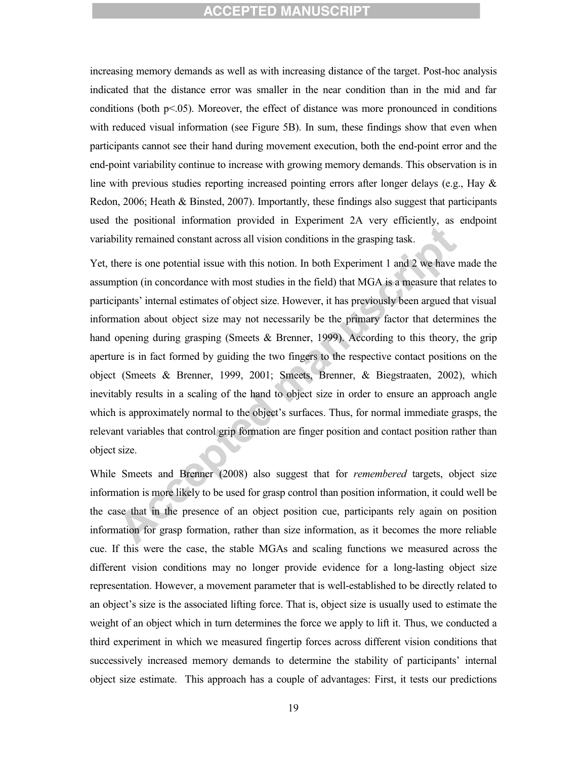increasing memory demands as well as with increasing distance of the target. Post-hoc analysis indicated that the distance error was smaller in the near condition than in the mid and far conditions (both $p<.05$). Moreover, the effect of distance was more pronounced in conditions with reduced visual information (see Figure 5B). In sum, these findings show that even when participants cannot see their hand during movement execution, both the end-point error and the end-point variability continue to increase with growing memory demands. This observation is in line with previous studies reporting increased pointing errors after longer delays (e.g., Hay & Redon, 2006; Heath & Binsted, 2007). Importantly, these findings also suggest that participants used the positional information provided in Experiment 2A very efficiently, as endpoint variability remained constant across all vision conditions in the grasping task.

Yet, there is one potential issue with this notion. In both Experiment 1 and 2 we have made the assumption (in concordance with most studies in the field) that MGA is a measure that relates to participants' internal estimates of object size. However, it has previously been argued that visual information about object size may not necessarily be the primary factor that determines the hand opening during grasping (Smeets & Brenner, 1999). According to this theory, the grip aperture is in fact formed by guiding the two fingers to the respective contact positions on the object (Smeets & Brenner, 1999, 2001; Smeets, Brenner, & Biegstraaten, 2002), which inevitably results in a scaling of the hand to object size in order to ensure an approach angle which is approximately normal to the object's surfaces. Thus, for normal immediate grasps, the relevant variables that control grip formation are finger position and contact position rather than object size.

While Smeets and Brenner (2008) also suggest that for *remembered* targets, object size information is more likely to be used for grasp control than position information, it could well be the case that in the presence of an object position cue, participants rely again on position information for grasp formation, rather than size information, as it becomes the more reliable cue. If this were the case, the stable MGAs and scaling functions we measured across the different vision conditions may no longer provide evidence for a long-lasting object size representation. However, a movement parameter that is well-established to be directly related to an object's size is the associated lifting force. That is, object size is usually used to estimate the weight of an object which in turn determines the force we apply to lift it. Thus, we conducted a third experiment in which we measured fingertip forces across different vision conditions that successively increased memory demands to determine the stability of participants' internal object size estimate. This approach has a couple of advantages: First, it tests our predictions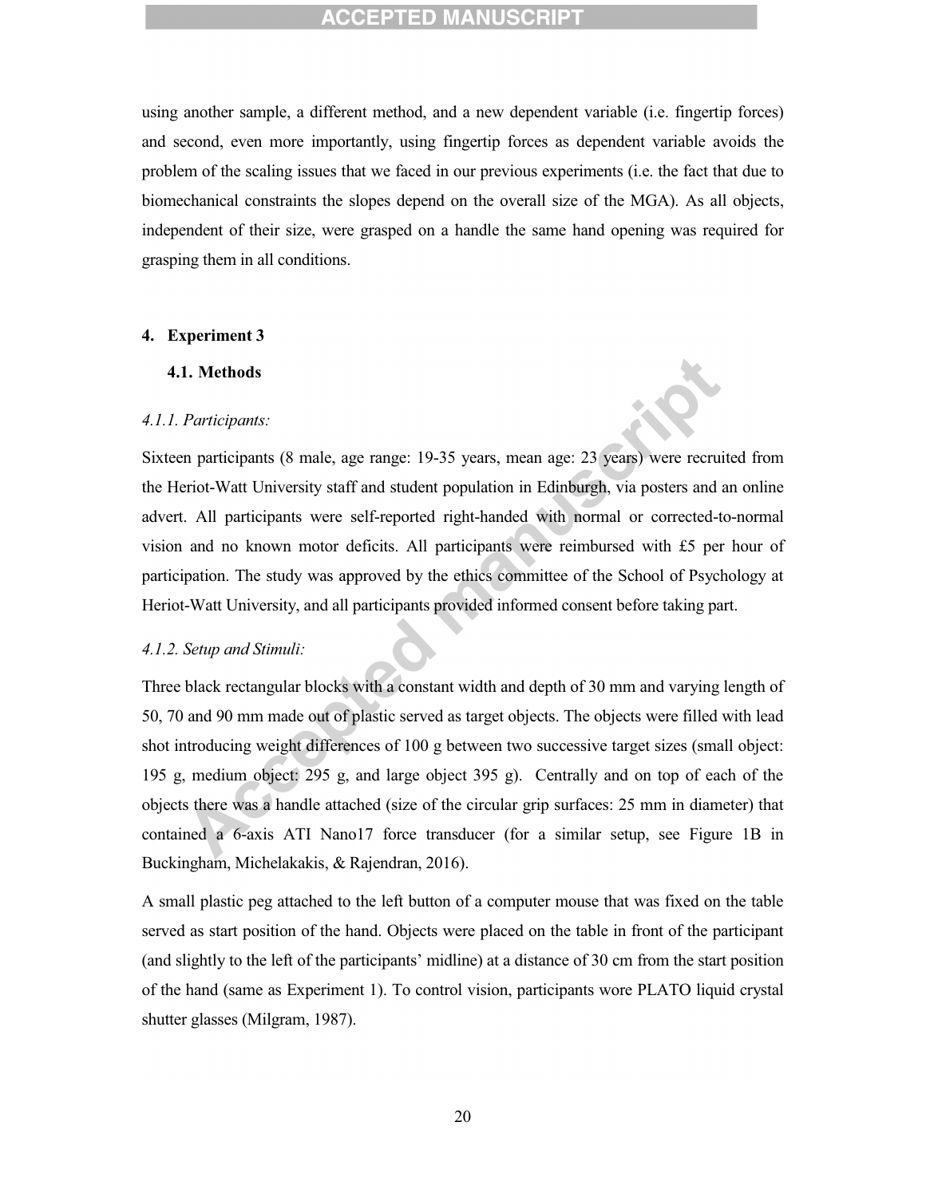using another sample, a different method, and a new dependent variable (i.e. fingertip forces) and second, even more importantly, using fingertip forces as dependent variable avoids the problem of the scaling issues that we faced in our previous experiments (i.e. the fact that due to biomechanical constraints the slopes depend on the overall size of the MGA). As all objects, independent of their size, were grasped on a handle the same hand opening was required for grasping them in all conditions.

## 4. Experiment 3

### 4.1. Methods

#### *4.1.1. Participants:*

Sixteen participants (8 male, age range: 19-35 years, mean age: 23 years) were recruited from the Heriot-Watt University staff and student population in Edinburgh, via posters and an online advert. All participants were self-reported right-handed with normal or corrected-to-normal vision and no known motor deficits. All participants were reimbursed with £5 per hour of participation. The study was approved by the ethics committee of the School of Psychology at Heriot-Watt University, and all participants provided informed consent before taking part.

#### *4.1.2. Setup and Stimuli:*

Three black rectangular blocks with a constant width and depth of 30 mm and varying length of 50, 70 and 90 mm made out of plastic served as target objects. The objects were filled with lead shot introducing weight differences of 100 g between two successive target sizes (small object: 195 g, medium object: 295 g, and large object 395 g). Centrally and on top of each of the objects there was a handle attached (size of the circular grip surfaces: 25 mm in diameter) that contained a 6-axis ATI Nano17 force transducer (for a similar setup, see Figure 1B in Buckingham, Michelakakis, & Rajendran, 2016).

A small plastic peg attached to the left button of a computer mouse that was fixed on the table served as start position of the hand. Objects were placed on the table in front of the participant (and slightly to the left of the participants' midline) at a distance of 30 cm from the start position of the hand (same as Experiment 1). To control vision, participants wore PLATO liquid crystal shutter glasses (Milgram, 1987).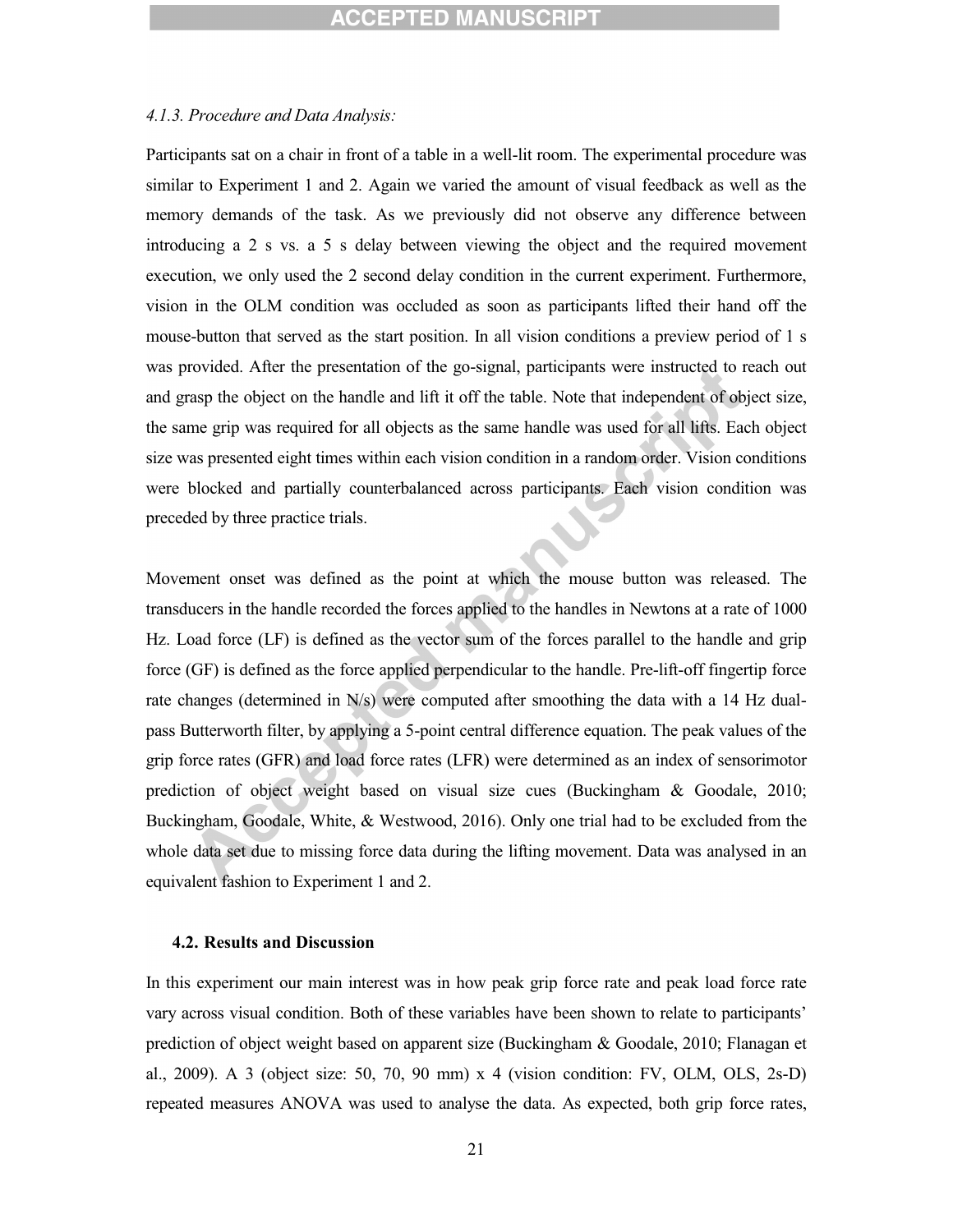*4.1.3. Procedure and Data Analysis:*

Participants sat on a chair in front of a table in a well-lit room. The experimental procedure was similar to Experiment 1 and 2. Again we varied the amount of visual feedback as well as the memory demands of the task. As we previously did not observe any difference between introducing a 2 s vs. a 5 s delay between viewing the object and the required movement execution, we only used the 2 second delay condition in the current experiment. Furthermore, vision in the OLM condition was occluded as soon as participants lifted their hand off the mouse-button that served as the start position. In all vision conditions a preview period of 1 s was provided. After the presentation of the go-signal, participants were instructed to reach out and grasp the object on the handle and lift it off the table. Note that independent of object size, the same grip was required for all objects as the same handle was used for all lifts. Each object size was presented eight times within each vision condition in a random order. Vision conditions were blocked and partially counterbalanced across participants. Each vision condition was preceded by three practice trials.

Movement onset was defined as the point at which the mouse button was released. The transducers in the handle recorded the forces applied to the handles in Newtons at a rate of 1000 Hz. Load force (LF) is defined as the vector sum of the forces parallel to the handle and grip force (GF) is defined as the force applied perpendicular to the handle. Pre-lift-off fingertip force rate changes (determined in N/s) were computed after smoothing the data with a 14 Hz dual-pass Butterworth filter, by applying a 5-point central difference equation. The peak values of the grip force rates (GFR) and load force rates (LFR) were determined as an index of sensorimotor prediction of object weight based on visual size cues (Buckingham & Goodale, 2010; Buckingham, Goodale, White, & Westwood, 2016). Only one trial had to be excluded from the whole data set due to missing force data during the lifting movement. Data was analysed in an equivalent fashion to Experiment 1 and 2.

### 4.2. Results and Discussion

In this experiment our main interest was in how peak grip force rate and peak load force rate vary across visual condition. Both of these variables have been shown to relate to participants' prediction of object weight based on apparent size (Buckingham & Goodale, 2010; Flanagan et al., 2009). A 3 (object size: 50, 70, 90 mm) x 4 (vision condition: FV, OLM, OLS, 2s-D) repeated measures ANOVA was used to analyse the data. As expected, both grip force rates,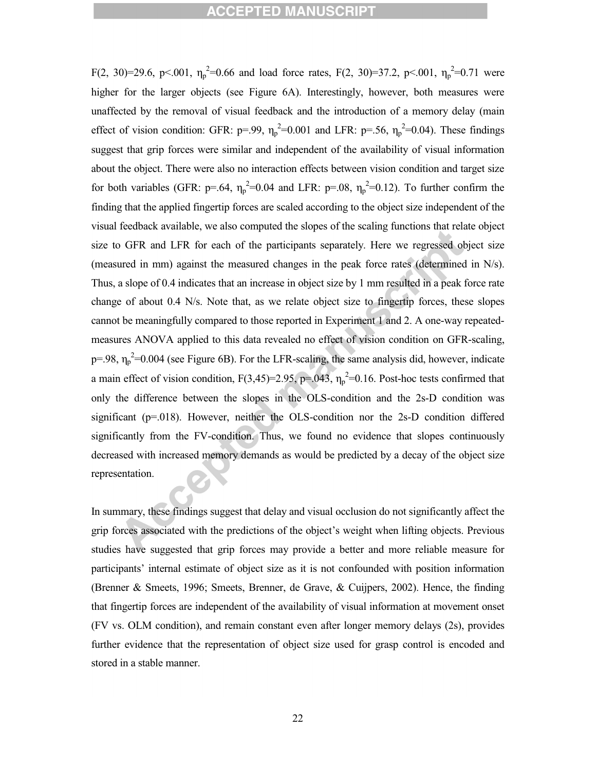$F(2, 30)=29.6$, $p<.001$, $\eta_p^2=0.66$ and load force rates, $F(2, 30)=37.2$, $p<.001$, $\eta_p^2=0.71$ were higher for the larger objects (see Figure 6A). Interestingly, however, both measures were unaffected by the removal of visual feedback and the introduction of a memory delay (main effect of vision condition: GFR: $p=.99$, $\eta_p^2=0.001$ and LFR: $p=.56$, $\eta_p^2=0.04$). These findings suggest that grip forces were similar and independent of the availability of visual information about the object. There were also no interaction effects between vision condition and target size for both variables (GFR: $p=.64$, $\eta_p^2=0.04$ and LFR: $p=.08$, $\eta_p^2=0.12$). To further confirm the finding that the applied fingertip forces are scaled according to the object size independent of the visual feedback available, we also computed the slopes of the scaling functions that relate object size to GFR and LFR for each of the participants separately. Here we regressed object size (measured in mm) against the measured changes in the peak force rates (determined in N/s). Thus, a slope of 0.4 indicates that an increase in object size by 1 mm resulted in a peak force rate change of about 0.4 N/s. Note that, as we relate object size to fingertip forces, these slopes cannot be meaningfully compared to those reported in Experiment 1 and 2. A one-way repeated-measures ANOVA applied to this data revealed no effect of vision condition on GFR-scaling, $p=.98$, $\eta_p^2=0.004$ (see Figure 6B). For the LFR-scaling, the same analysis did, however, indicate a main effect of vision condition, $F(3,45)=2.95$, $p=.043$, $\eta_p^2=0.16$. Post-hoc tests confirmed that only the difference between the slopes in the OLS-condition and the 2s-D condition was significant ($p=.018$). However, neither the OLS-condition nor the 2s-D condition differed significantly from the FV-condition. Thus, we found no evidence that slopes continuously decreased with increased memory demands as would be predicted by a decay of the object size representation.

In summary, these findings suggest that delay and visual occlusion do not significantly affect the grip forces associated with the predictions of the object's weight when lifting objects. Previous studies have suggested that grip forces may provide a better and more reliable measure for participants' internal estimate of object size as it is not confounded with position information (Brenner & Smeets, 1996; Smeets, Brenner, de Grave, & Cuijpers, 2002). Hence, the finding that fingertip forces are independent of the availability of visual information at movement onset (FV vs. OLM condition), and remain constant even after longer memory delays (2s), provides further evidence that the representation of object size used for grasp control is encoded and stored in a stable manner.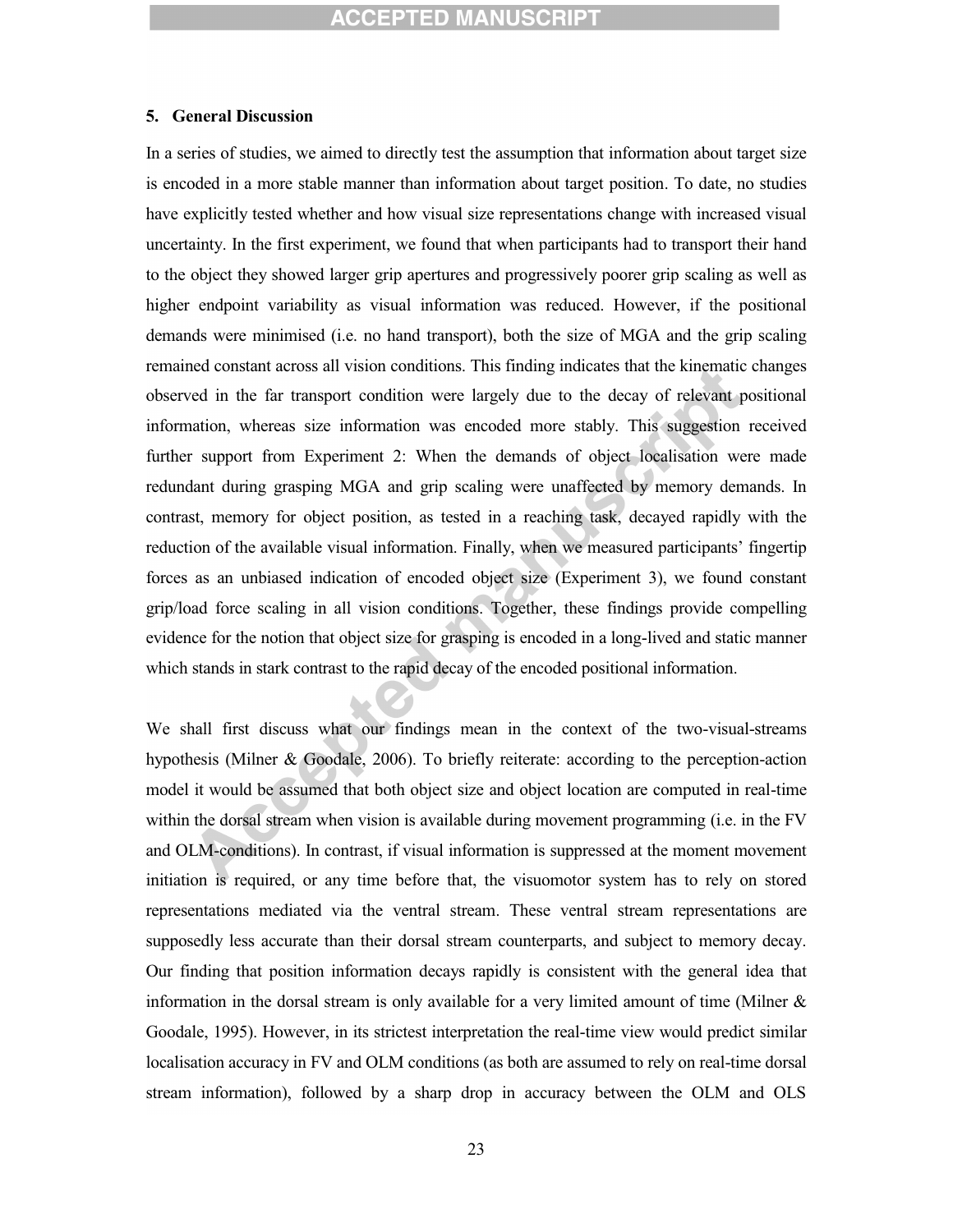## 5. General Discussion

In a series of studies, we aimed to directly test the assumption that information about target size is encoded in a more stable manner than information about target position. To date, no studies have explicitly tested whether and how visual size representations change with increased visual uncertainty. In the first experiment, we found that when participants had to transport their hand to the object they showed larger grip apertures and progressively poorer grip scaling as well as higher endpoint variability as visual information was reduced. However, if the positional demands were minimised (i.e. no hand transport), both the size of MGA and the grip scaling remained constant across all vision conditions. This finding indicates that the kinematic changes observed in the far transport condition were largely due to the decay of relevant positional information, whereas size information was encoded more stably. This suggestion received further support from Experiment 2: When the demands of object localisation were made redundant during grasping MGA and grip scaling were unaffected by memory demands. In contrast, memory for object position, as tested in a reaching task, decayed rapidly with the reduction of the available visual information. Finally, when we measured participants' fingertip forces as an unbiased indication of encoded object size (Experiment 3), we found constant grip/load force scaling in all vision conditions. Together, these findings provide compelling evidence for the notion that object size for grasping is encoded in a long-lived and static manner which stands in stark contrast to the rapid decay of the encoded positional information.

We shall first discuss what our findings mean in the context of the two-visual-streams hypothesis (Milner & Goodale, 2006). To briefly reiterate: according to the perception-action model it would be assumed that both object size and object location are computed in real-time within the dorsal stream when vision is available during movement programming (i.e. in the FV and OLM-conditions). In contrast, if visual information is suppressed at the moment movement initiation is required, or any time before that, the visuomotor system has to rely on stored representations mediated via the ventral stream. These ventral stream representations are supposedly less accurate than their dorsal stream counterparts, and subject to memory decay. Our finding that position information decays rapidly is consistent with the general idea that information in the dorsal stream is only available for a very limited amount of time (Milner & Goodale, 1995). However, in its strictest interpretation the real-time view would predict similar localisation accuracy in FV and OLM conditions (as both are assumed to rely on real-time dorsal stream information), followed by a sharp drop in accuracy between the OLM and OLS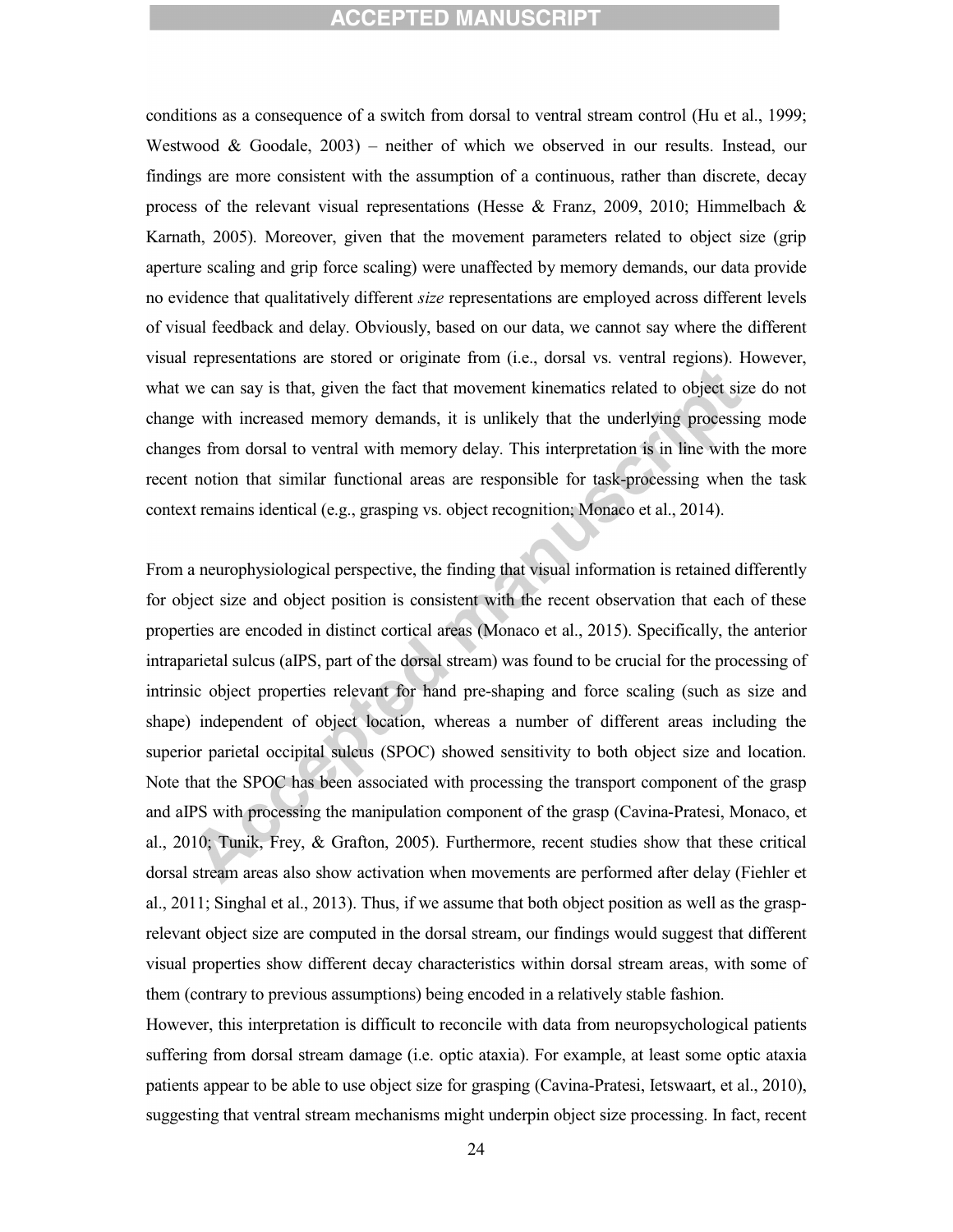conditions as a consequence of a switch from dorsal to ventral stream control (Hu et al., 1999; Westwood & Goodale, 2003) – neither of which we observed in our results. Instead, our findings are more consistent with the assumption of a continuous, rather than discrete, decay process of the relevant visual representations (Hesse & Franz, 2009, 2010; Himmelbach & Karnath, 2005). Moreover, given that the movement parameters related to object size (grip aperture scaling and grip force scaling) were unaffected by memory demands, our data provide no evidence that qualitatively different *size* representations are employed across different levels of visual feedback and delay. Obviously, based on our data, we cannot say where the different visual representations are stored or originate from (i.e., dorsal vs. ventral regions). However, what we can say is that, given the fact that movement kinematics related to object size do not change with increased memory demands, it is unlikely that the underlying processing mode changes from dorsal to ventral with memory delay. This interpretation is in line with the more recent notion that similar functional areas are responsible for task-processing when the task context remains identical (e.g., grasping vs. object recognition; Monaco et al., 2014).

From a neurophysiological perspective, the finding that visual information is retained differently for object size and object position is consistent with the recent observation that each of these properties are encoded in distinct cortical areas (Monaco et al., 2015). Specifically, the anterior intraparietal sulcus (aIPS, part of the dorsal stream) was found to be crucial for the processing of intrinsic object properties relevant for hand pre-shaping and force scaling (such as size and shape) independent of object location, whereas a number of different areas including the superior parietal occipital sulcus (SPOC) showed sensitivity to both object size and location. Note that the SPOC has been associated with processing the transport component of the grasp and aIPS with processing the manipulation component of the grasp (Cavina-Pratesi, Monaco, et al., 2010; Tunik, Frey, & Grafton, 2005). Furthermore, recent studies show that these critical dorsal stream areas also show activation when movements are performed after delay (Fiehler et al., 2011; Singhal et al., 2013). Thus, if we assume that both object position as well as the grasp-relevant object size are computed in the dorsal stream, our findings would suggest that different visual properties show different decay characteristics within dorsal stream areas, with some of them (contrary to previous assumptions) being encoded in a relatively stable fashion.

However, this interpretation is difficult to reconcile with data from neuropsychological patients suffering from dorsal stream damage (i.e. optic ataxia). For example, at least some optic ataxia patients appear to be able to use object size for grasping (Cavina-Pratesi, Ietswaart, et al., 2010), suggesting that ventral stream mechanisms might underpin object size processing. In fact, recent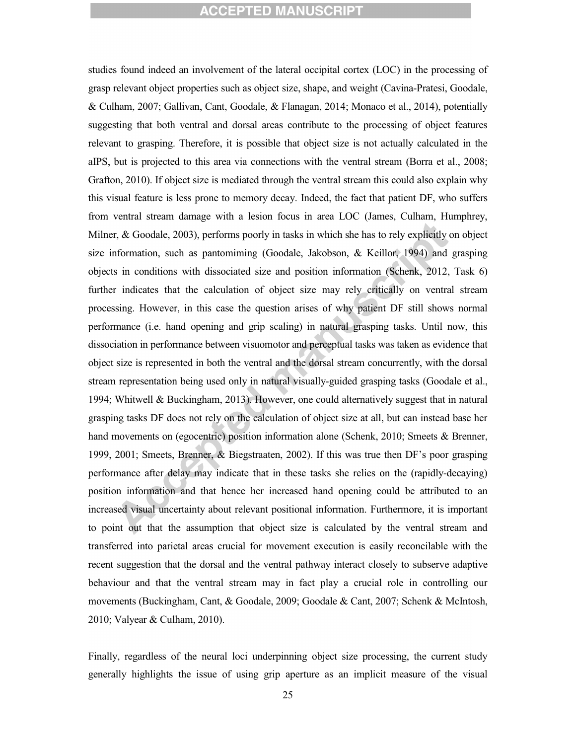studies found indeed an involvement of the lateral occipital cortex (LOC) in the processing of grasp relevant object properties such as object size, shape, and weight (Cavina-Pratesi, Goodale, & Culham, 2007; Gallivan, Cant, Goodale, & Flanagan, 2014; Monaco et al., 2014), potentially suggesting that both ventral and dorsal areas contribute to the processing of object features relevant to grasping. Therefore, it is possible that object size is not actually calculated in the aIPS, but is projected to this area via connections with the ventral stream (Borra et al., 2008; Grafton, 2010). If object size is mediated through the ventral stream this could also explain why this visual feature is less prone to memory decay. Indeed, the fact that patient DF, who suffers from ventral stream damage with a lesion focus in area LOC (James, Culham, Humphrey, Milner, & Goodale, 2003), performs poorly in tasks in which she has to rely explicitly on object size information, such as pantomiming (Goodale, Jakobson, & Keillor, 1994) and grasping objects in conditions with dissociated size and position information (Schenk, 2012, Task 6) further indicates that the calculation of object size may rely critically on ventral stream processing. However, in this case the question arises of why patient DF still shows normal performance (i.e. hand opening and grip scaling) in natural grasping tasks. Until now, this dissociation in performance between visuomotor and perceptual tasks was taken as evidence that object size is represented in both the ventral and the dorsal stream concurrently, with the dorsal stream representation being used only in natural visually-guided grasping tasks (Goodale et al., 1994; Whitwell & Buckingham, 2013). However, one could alternatively suggest that in natural grasping tasks DF does not rely on the calculation of object size at all, but can instead base her hand movements on (egocentric) position information alone (Schenk, 2010; Smeets & Brenner, 1999, 2001; Smeets, Brenner, & Biegstraaten, 2002). If this was true then DF's poor grasping performance after delay may indicate that in these tasks she relies on the (rapidly-decaying) position information and that hence her increased hand opening could be attributed to an increased visual uncertainty about relevant positional information. Furthermore, it is important to point out that the assumption that object size is calculated by the ventral stream and transferred into parietal areas crucial for movement execution is easily reconcilable with the recent suggestion that the dorsal and the ventral pathway interact closely to subserve adaptive behaviour and that the ventral stream may in fact play a crucial role in controlling our movements (Buckingham, Cant, & Goodale, 2009; Goodale & Cant, 2007; Schenk & McIntosh, 2010; Valyear & Culham, 2010).

Finally, regardless of the neural loci underpinning object size processing, the current study generally highlights the issue of using grip aperture as an implicit measure of the visual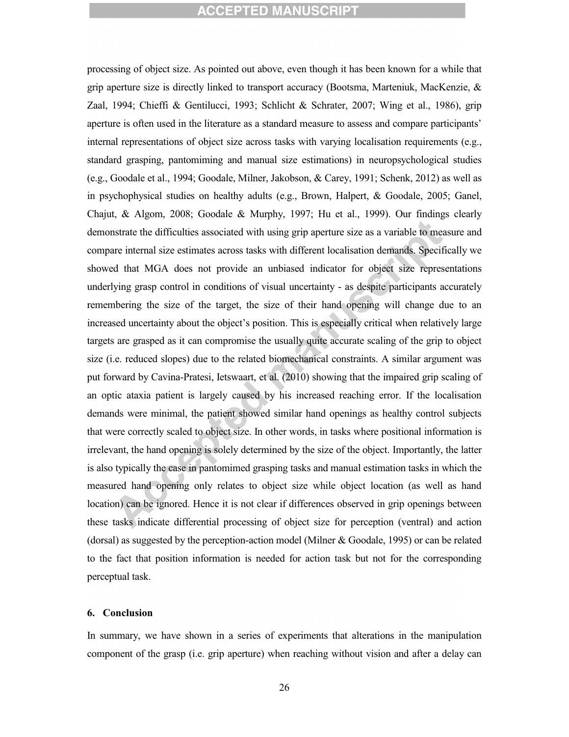processing of object size. As pointed out above, even though it has been known for a while that grip aperture size is directly linked to transport accuracy (Bootsma, Marteniuk, MacKenzie, & Zaal, 1994; Chieffi & Gentilucci, 1993; Schlicht & Schrater, 2007; Wing et al., 1986), grip aperture is often used in the literature as a standard measure to assess and compare participants' internal representations of object size across tasks with varying localisation requirements (e.g., standard grasping, pantomiming and manual size estimations) in neuropsychological studies (e.g., Goodale et al., 1994; Goodale, Milner, Jakobson, & Carey, 1991; Schenk, 2012) as well as in psychophysical studies on healthy adults (e.g., Brown, Halpert, & Goodale, 2005; Ganel, Chajut, & Algom, 2008; Goodale & Murphy, 1997; Hu et al., 1999). Our findings clearly demonstrate the difficulties associated with using grip aperture size as a variable to measure and compare internal size estimates across tasks with different localisation demands. Specifically we showed that MGA does not provide an unbiased indicator for object size representations underlying grasp control in conditions of visual uncertainty - as despite participants accurately remembering the size of the target, the size of their hand opening will change due to an increased uncertainty about the object's position. This is especially critical when relatively large targets are grasped as it can compromise the usually quite accurate scaling of the grip to object size (i.e. reduced slopes) due to the related biomechanical constraints. A similar argument was put forward by Cavina-Pratesi, Ietswaart, et al. (2010) showing that the impaired grip scaling of an optic ataxia patient is largely caused by his increased reaching error. If the localisation demands were minimal, the patient showed similar hand openings as healthy control subjects that were correctly scaled to object size. In other words, in tasks where positional information is irrelevant, the hand opening is solely determined by the size of the object. Importantly, the latter is also typically the case in pantomimed grasping tasks and manual estimation tasks in which the measured hand opening only relates to object size while object location (as well as hand location) can be ignored. Hence it is not clear if differences observed in grip openings between these tasks indicate differential processing of object size for perception (ventral) and action (dorsal) as suggested by the perception-action model (Milner & Goodale, 1995) or can be related to the fact that position information is needed for action task but not for the corresponding perceptual task.

## 6. Conclusion

In summary, we have shown in a series of experiments that alterations in the manipulation component of the grasp (i.e. grip aperture) when reaching without vision and after a delay can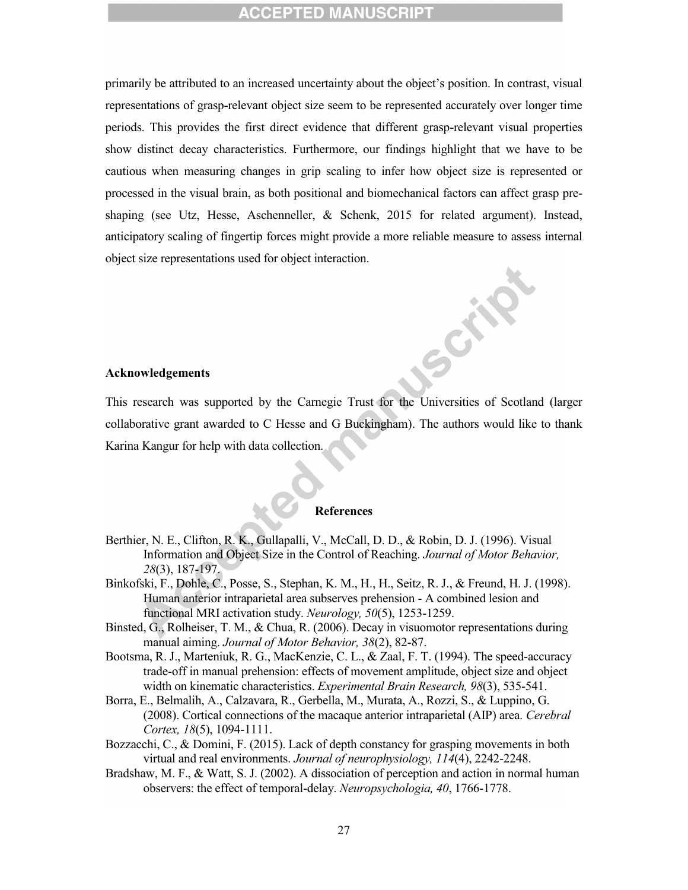primarily be attributed to an increased uncertainty about the object's position. In contrast, visual representations of grasp-relevant object size seem to be represented accurately over longer time periods. This provides the first direct evidence that different grasp-relevant visual properties show distinct decay characteristics. Furthermore, our findings highlight that we have to be cautious when measuring changes in grip scaling to infer how object size is represented or processed in the visual brain, as both positional and biomechanical factors can affect grasp pre-shaping (see Utz, Hesse, Aschenneller, & Schenk, 2015 for related argument). Instead, anticipatory scaling of fingertip forces might provide a more reliable measure to assess internal object size representations used for object interaction.

## Acknowledgements

This research was supported by the Carnegie Trust for the Universities of Scotland (larger collaborative grant awarded to C Hesse and G Buckingham). The authors would like to thank Karina Kangur for help with data collection.

## References

Berthier, N. E., Clifton, R. K., Gullapalli, V., McCall, D. D., & Robin, D. J. (1996). Visual Information and Object Size in the Control of Reaching. *Journal of Motor Behavior, 28*(3), 187-197.

Binkofski, F., Dohle, C., Posse, S., Stephan, K. M., H., H., Seitz, R. J., & Freund, H. J. (1998). Human anterior intraparietal area subserves prehension - A combined lesion and functional MRI activation study. *Neurology, 50*(5), 1253-1259.

Binsted, G., Rolheiser, T. M., & Chua, R. (2006). Decay in visuomotor representations during manual aiming. *Journal of Motor Behavior, 38*(2), 82-87.

Bootsma, R. J., Marteniuk, R. G., MacKenzie, C. L., & Zaal, F. T. (1994). The speed-accuracy trade-off in manual prehension: effects of movement amplitude, object size and object width on kinematic characteristics. *Experimental Brain Research, 98*(3), 535-541.

Borra, E., Belmalih, A., Calzavara, R., Gerbella, M., Murata, A., Rozzi, S., & Luppino, G. (2008). Cortical connections of the macaque anterior intraparietal (AIP) area. *Cerebral Cortex, 18*(5), 1094-1111.

Bozzacchi, C., & Domini, F. (2015). Lack of depth constancy for grasping movements in both virtual and real environments. *Journal of neurophysiology, 114*(4), 2242-2248.

Bradshaw, M. F., & Watt, S. J. (2002). A dissociation of perception and action in normal human observers: the effect of temporal-delay. *Neuropsychologia, 40*, 1766-1778.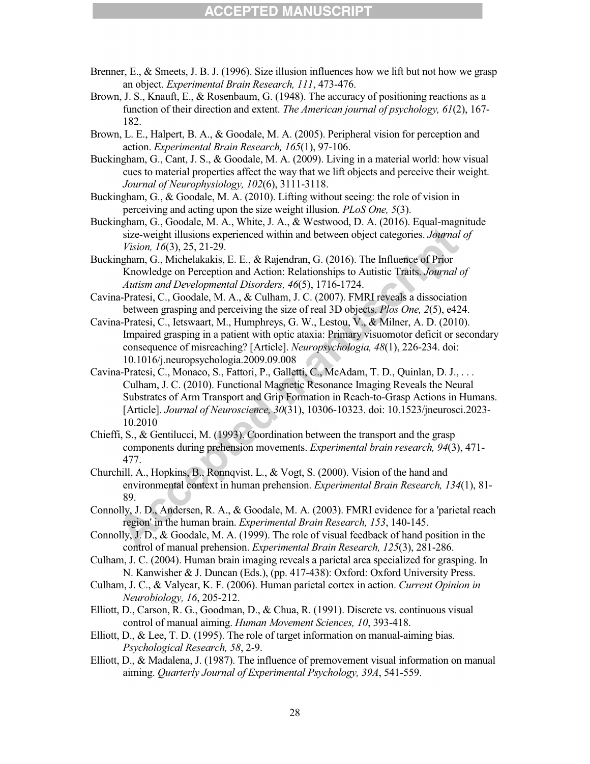Brenner, E., & Smeets, J. B. J. (1996). Size illusion influences how we lift but not how we grasp an object. *Experimental Brain Research, 111*, 473-476.

Brown, J. S., Knauft, E., & Rosenbaum, G. (1948). The accuracy of positioning reactions as a function of their direction and extent. *The American journal of psychology, 61*(2), 167-182.

Brown, L. E., Halpert, B. A., & Goodale, M. A. (2005). Peripheral vision for perception and action. *Experimental Brain Research, 165*(1), 97-106.

Buckingham, G., Cant, J. S., & Goodale, M. A. (2009). Living in a material world: how visual cues to material properties affect the way that we lift objects and perceive their weight. *Journal of Neurophysiology, 102*(6), 3111-3118.

Buckingham, G., & Goodale, M. A. (2010). Lifting without seeing: the role of vision in perceiving and acting upon the size weight illusion. *PLoS One, 5*(3).

Buckingham, G., Goodale, M. A., White, J. A., & Westwood, D. A. (2016). Equal-magnitude size-weight illusions experienced within and between object categories. *Journal of Vision, 16*(3), 25, 21-29.

Buckingham, G., Michelakakis, E. E., & Rajendran, G. (2016). The Influence of Prior Knowledge on Perception and Action: Relationships to Autistic Traits. *Journal of Autism and Developmental Disorders, 46*(5), 1716-1724.

Cavina-Pratesi, C., Goodale, M. A., & Culham, J. C. (2007). FMRI reveals a dissociation between grasping and perceiving the size of real 3D objects. *Plos One, 2*(5), e424.

Cavina-Pratesi, C., Ietswaart, M., Humphreys, G. W., Lestou, V., & Milner, A. D. (2010). Impaired grasping in a patient with optic ataxia: Primary visuomotor deficit or secondary consequence of misreaching? [Article]. *Neuropsychologia, 48*(1), 226-234. doi: 10.1016/j.neuropsychologia.2009.09.008

Cavina-Pratesi, C., Monaco, S., Fattori, P., Galletti, C., McAdam, T. D., Quinlan, D. J., . . . Culham, J. C. (2010). Functional Magnetic Resonance Imaging Reveals the Neural Substrates of Arm Transport and Grip Formation in Reach-to-Grasp Actions in Humans. [Article]. *Journal of Neuroscience, 30*(31), 10306-10323. doi: 10.1523/jneurosci.2023-10.2010

Chieffi, S., & Gentilucci, M. (1993). Coordination between the transport and the grasp components during prehension movements. *Experimental brain research, 94*(3), 471-477.

Churchill, A., Hopkins, B., Ronnqvist, L., & Vogt, S. (2000). Vision of the hand and environmental context in human prehension. *Experimental Brain Research, 134*(1), 81-89.

Connolly, J. D., Andersen, R. A., & Goodale, M. A. (2003). FMRI evidence for a 'parietal reach region' in the human brain. *Experimental Brain Research, 153*, 140-145.

Connolly, J. D., & Goodale, M. A. (1999). The role of visual feedback of hand position in the control of manual prehension. *Experimental Brain Research, 125*(3), 281-286.

Culham, J. C. (2004). Human brain imaging reveals a parietal area specialized for grasping. In N. Kanwisher & J. Duncan (Eds.), (pp. 417-438): Oxford: Oxford University Press.

Culham, J. C., & Valyear, K. F. (2006). Human parietal cortex in action. *Current Opinion in Neurobiology, 16*, 205-212.

Elliott, D., Carson, R. G., Goodman, D., & Chua, R. (1991). Discrete vs. continuous visual control of manual aiming. *Human Movement Sciences, 10*, 393-418.

Elliott, D., & Lee, T. D. (1995). The role of target information on manual-aiming bias. *Psychological Research, 58*, 2-9.

Elliott, D., & Madalena, J. (1987). The influence of premovement visual information on manual aiming. *Quarterly Journal of Experimental Psychology, 39A*, 541-559.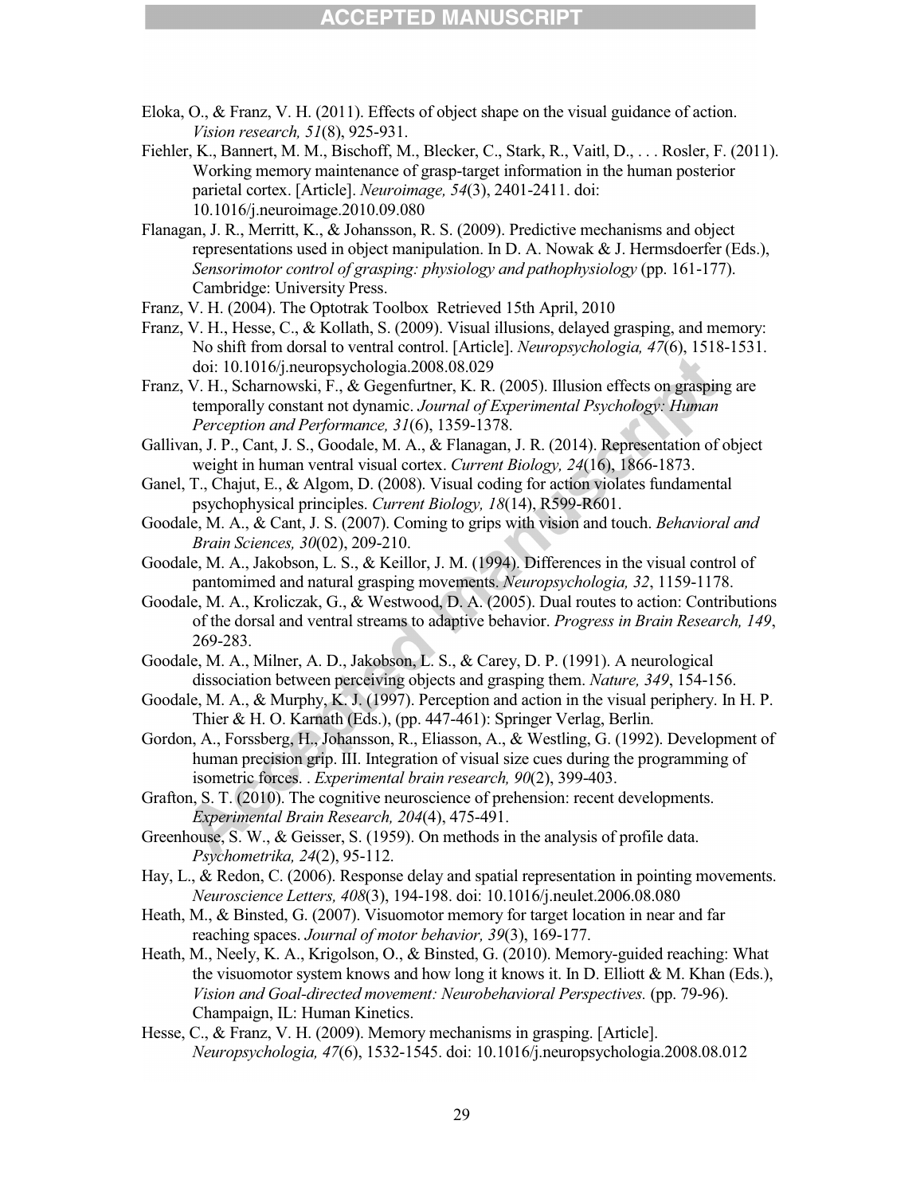Eloka, O., & Franz, V. H. (2011). Effects of object shape on the visual guidance of action. *Vision research, 51*(8), 925-931.

Fiehler, K., Bannert, M. M., Bischoff, M., Blecker, C., Stark, R., Vaitl, D., . . . Rosler, F. (2011). Working memory maintenance of grasp-target information in the human posterior parietal cortex. [Article]. *Neuroimage, 54*(3), 2401-2411. doi: 10.1016/j.neuroimage.2010.09.080

Flanagan, J. R., Merritt, K., & Johansson, R. S. (2009). Predictive mechanisms and object representations used in object manipulation. In D. A. Nowak & J. Hermsdoerfer (Eds.), *Sensorimotor control of grasping: physiology and pathophysiology* (pp. 161-177). Cambridge: University Press.

Franz, V. H. (2004). The Optotrak Toolbox Retrieved 15th April, 2010

Franz, V. H., Hesse, C., & Kollath, S. (2009). Visual illusions, delayed grasping, and memory: No shift from dorsal to ventral control. [Article]. *Neuropsychologia, 47*(6), 1518-1531. doi: 10.1016/j.neuropsychologia.2008.08.029

Franz, V. H., Scharnowski, F., & Gegenfurtner, K. R. (2005). Illusion effects on grasping are temporally constant not dynamic. *Journal of Experimental Psychology: Human Perception and Performance, 31*(6), 1359-1378.

Gallivan, J. P., Cant, J. S., Goodale, M. A., & Flanagan, J. R. (2014). Representation of object weight in human ventral visual cortex. *Current Biology, 24*(16), 1866-1873.

Ganel, T., Chajut, E., & Algom, D. (2008). Visual coding for action violates fundamental psychophysical principles. *Current Biology, 18*(14), R599-R601.

Goodale, M. A., & Cant, J. S. (2007). Coming to grips with vision and touch. *Behavioral and Brain Sciences, 30*(02), 209-210.

Goodale, M. A., Jakobson, L. S., & Keillor, J. M. (1994). Differences in the visual control of pantomimed and natural grasping movements. *Neuropsychologia, 32*, 1159-1178.

Goodale, M. A., Kroliczak, G., & Westwood, D. A. (2005). Dual routes to action: Contributions of the dorsal and ventral streams to adaptive behavior. *Progress in Brain Research, 149*, 269-283.

Goodale, M. A., Milner, A. D., Jakobson, L. S., & Carey, D. P. (1991). A neurological dissociation between perceiving objects and grasping them. *Nature, 349*, 154-156.

Goodale, M. A., & Murphy, K. J. (1997). Perception and action in the visual periphery. In H. P. Thier & H. O. Karnath (Eds.), (pp. 447-461): Springer Verlag, Berlin.

Gordon, A., Forssberg, H., Johansson, R., Eliasson, A., & Westling, G. (1992). Development of human precision grip. III. Integration of visual size cues during the programming of isometric forces. . *Experimental brain research, 90*(2), 399-403.

Grafton, S. T. (2010). The cognitive neuroscience of prehension: recent developments. *Experimental Brain Research, 204*(4), 475-491.

Greenhouse, S. W., & Geisser, S. (1959). On methods in the analysis of profile data. *Psychometrika, 24*(2), 95-112.

Hay, L., & Redon, C. (2006). Response delay and spatial representation in pointing movements. *Neuroscience Letters, 408*(3), 194-198. doi: 10.1016/j.neulet.2006.08.080

Heath, M., & Binsted, G. (2007). Visuomotor memory for target location in near and far reaching spaces. *Journal of motor behavior, 39*(3), 169-177.

Heath, M., Neely, K. A., Krigolson, O., & Binsted, G. (2010). Memory-guided reaching: What the visuomotor system knows and how long it knows it. In D. Elliott & M. Khan (Eds.), *Vision and Goal-directed movement: Neurobehavioral Perspectives.* (pp. 79-96). Champaign, IL: Human Kinetics.

Hesse, C., & Franz, V. H. (2009). Memory mechanisms in grasping. [Article]. *Neuropsychologia, 47*(6), 1532-1545. doi: 10.1016/j.neuropsychologia.2008.08.012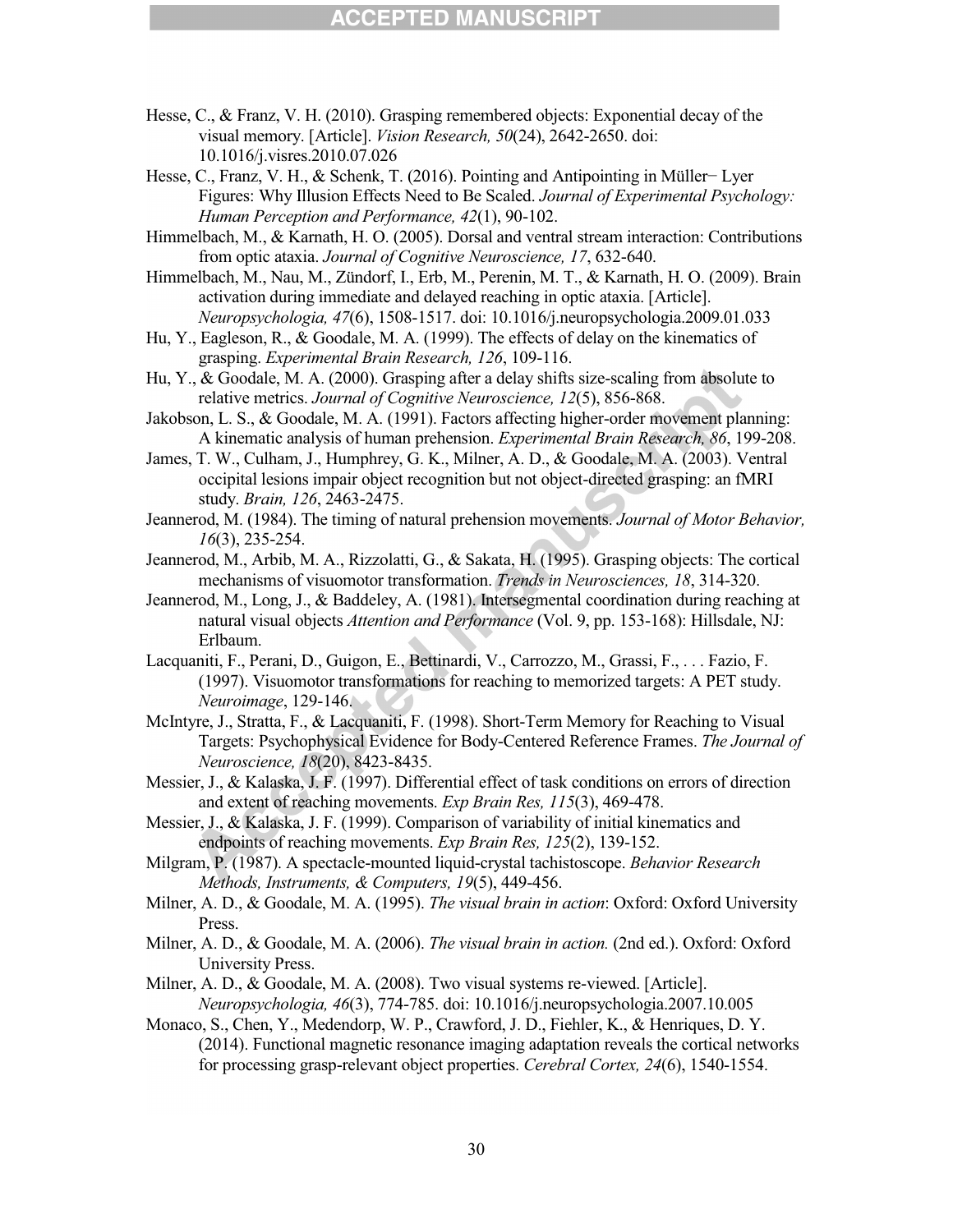Hesse, C., & Franz, V. H. (2010). Grasping remembered objects: Exponential decay of the visual memory. [Article]. *Vision Research, 50*(24), 2642-2650. doi: 10.1016/j.visres.2010.07.026

Hesse, C., Franz, V. H., & Schenk, T. (2016). Pointing and Antipointing in Müller− Lyer Figures: Why Illusion Effects Need to Be Scaled. *Journal of Experimental Psychology: Human Perception and Performance, 42*(1), 90-102.

Himmelbach, M., & Karnath, H. O. (2005). Dorsal and ventral stream interaction: Contributions from optic ataxia. *Journal of Cognitive Neuroscience, 17*, 632-640.

Himmelbach, M., Nau, M., Zündorf, I., Erb, M., Perenin, M. T., & Karnath, H. O. (2009). Brain activation during immediate and delayed reaching in optic ataxia. [Article]. *Neuropsychologia, 47*(6), 1508-1517. doi: 10.1016/j.neuropsychologia.2009.01.033

Hu, Y., Eagleson, R., & Goodale, M. A. (1999). The effects of delay on the kinematics of grasping. *Experimental Brain Research, 126*, 109-116.

Hu, Y., & Goodale, M. A. (2000). Grasping after a delay shifts size-scaling from absolute to relative metrics. *Journal of Cognitive Neuroscience, 12*(5), 856-868.

Jakobson, L. S., & Goodale, M. A. (1991). Factors affecting higher-order movement planning: A kinematic analysis of human prehension. *Experimental Brain Research, 86*, 199-208.

James, T. W., Culham, J., Humphrey, G. K., Milner, A. D., & Goodale, M. A. (2003). Ventral occipital lesions impair object recognition but not object-directed grasping: an fMRI study. *Brain, 126*, 2463-2475.

Jeannerod, M. (1984). The timing of natural prehension movements. *Journal of Motor Behavior, 16*(3), 235-254.

Jeannerod, M., Arbib, M. A., Rizzolatti, G., & Sakata, H. (1995). Grasping objects: The cortical mechanisms of visuomotor transformation. *Trends in Neurosciences, 18*, 314-320.

Jeannerod, M., Long, J., & Baddeley, A. (1981). Intersegmental coordination during reaching at natural visual objects *Attention and Performance* (Vol. 9, pp. 153-168): Hillsdale, NJ: Erlbaum.

Lacquaniti, F., Perani, D., Guigon, E., Bettinardi, V., Carrozzo, M., Grassi, F., . . . Fazio, F. (1997). Visuomotor transformations for reaching to memorized targets: A PET study. *Neuroimage*, 129-146.

McIntyre, J., Stratta, F., & Lacquaniti, F. (1998). Short-Term Memory for Reaching to Visual Targets: Psychophysical Evidence for Body-Centered Reference Frames. *The Journal of Neuroscience, 18*(20), 8423-8435.

Messier, J., & Kalaska, J. F. (1997). Differential effect of task conditions on errors of direction and extent of reaching movements. *Exp Brain Res, 115*(3), 469-478.

Messier, J., & Kalaska, J. F. (1999). Comparison of variability of initial kinematics and endpoints of reaching movements. *Exp Brain Res, 125*(2), 139-152.

Milgram, P. (1987). A spectacle-mounted liquid-crystal tachistoscope. *Behavior Research Methods, Instruments, & Computers, 19*(5), 449-456.

Milner, A. D., & Goodale, M. A. (1995). *The visual brain in action*: Oxford: Oxford University Press.

Milner, A. D., & Goodale, M. A. (2006). *The visual brain in action.* (2nd ed.). Oxford: Oxford University Press.

Milner, A. D., & Goodale, M. A. (2008). Two visual systems re-viewed. [Article]. *Neuropsychologia, 46*(3), 774-785. doi: 10.1016/j.neuropsychologia.2007.10.005

Monaco, S., Chen, Y., Medendorp, W. P., Crawford, J. D., Fiehler, K., & Henriques, D. Y. (2014). Functional magnetic resonance imaging adaptation reveals the cortical networks for processing grasp-relevant object properties. *Cerebral Cortex, 24*(6), 1540-1554.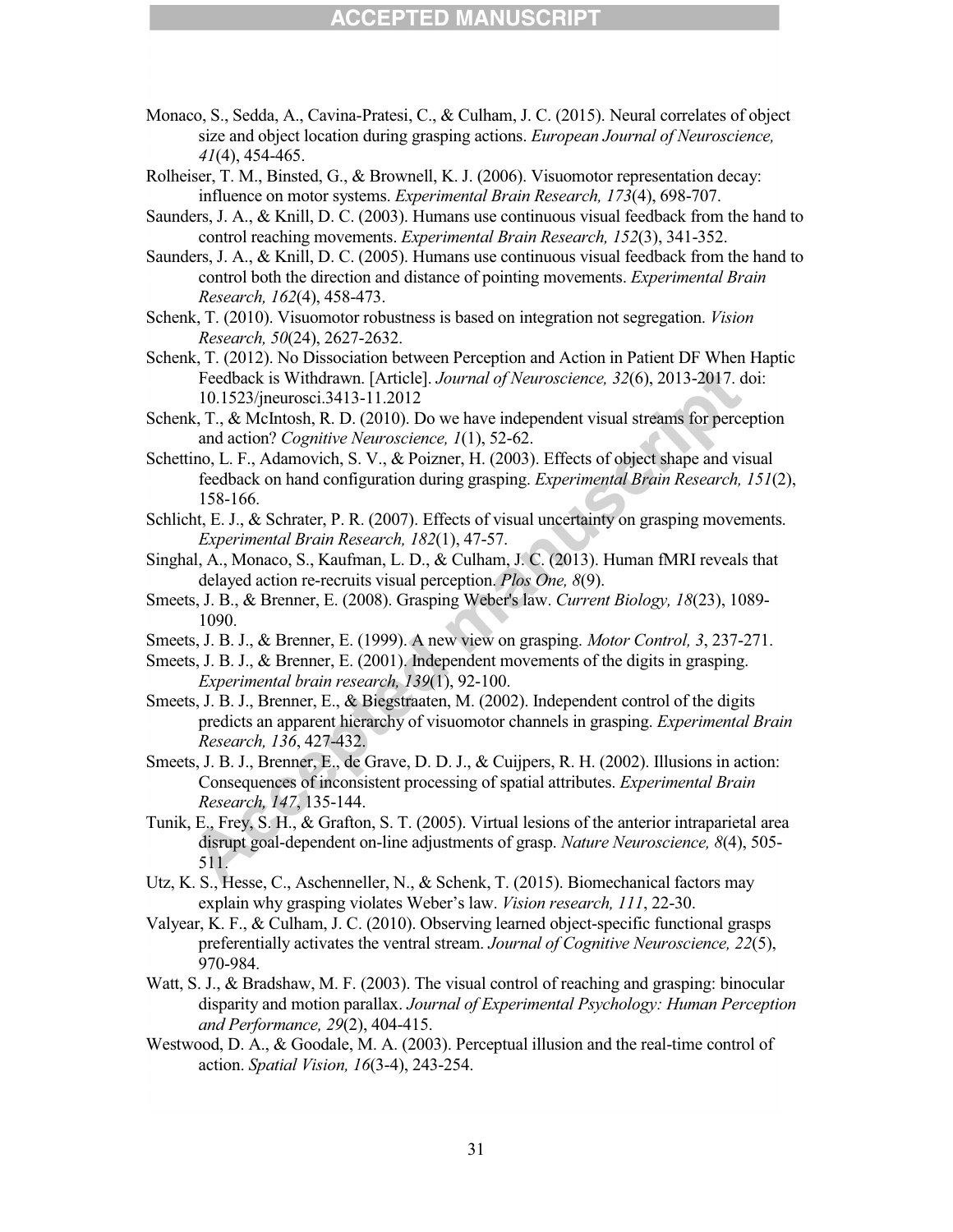Monaco, S., Sedda, A., Cavina-Pratesi, C., & Culham, J. C. (2015). Neural correlates of object size and object location during grasping actions. *European Journal of Neuroscience, 41*(4), 454-465.

Rolheiser, T. M., Binsted, G., & Brownell, K. J. (2006). Visuomotor representation decay: influence on motor systems. *Experimental Brain Research, 173*(4), 698-707.

Saunders, J. A., & Knill, D. C. (2003). Humans use continuous visual feedback from the hand to control reaching movements. *Experimental Brain Research, 152*(3), 341-352.

Saunders, J. A., & Knill, D. C. (2005). Humans use continuous visual feedback from the hand to control both the direction and distance of pointing movements. *Experimental Brain Research, 162*(4), 458-473.

Schenk, T. (2010). Visuomotor robustness is based on integration not segregation. *Vision Research, 50*(24), 2627-2632.

Schenk, T. (2012). No Dissociation between Perception and Action in Patient DF When Haptic Feedback is Withdrawn. [Article]. *Journal of Neuroscience, 32*(6), 2013-2017. doi: 10.1523/jneurosci.3413-11.2012

Schenk, T., & McIntosh, R. D. (2010). Do we have independent visual streams for perception and action? *Cognitive Neuroscience, 1*(1), 52-62.

Schettino, L. F., Adamovich, S. V., & Poizner, H. (2003). Effects of object shape and visual feedback on hand configuration during grasping. *Experimental Brain Research, 151*(2), 158-166.

Schlicht, E. J., & Schrater, P. R. (2007). Effects of visual uncertainty on grasping movements. *Experimental Brain Research, 182*(1), 47-57.

Singhal, A., Monaco, S., Kaufman, L. D., & Culham, J. C. (2013). Human fMRI reveals that delayed action re-recruits visual perception. *Plos One, 8*(9).

Smeets, J. B., & Brenner, E. (2008). Grasping Weber's law. *Current Biology, 18*(23), 1089-1090.

Smeets, J. B. J., & Brenner, E. (1999). A new view on grasping. *Motor Control, 3*, 237-271.

Smeets, J. B. J., & Brenner, E. (2001). Independent movements of the digits in grasping. *Experimental brain research, 139*(1), 92-100.

Smeets, J. B. J., Brenner, E., & Biegstraaten, M. (2002). Independent control of the digits predicts an apparent hierarchy of visuomotor channels in grasping. *Experimental Brain Research, 136*, 427-432.

Smeets, J. B. J., Brenner, E., de Grave, D. D. J., & Cuijpers, R. H. (2002). Illusions in action: Consequences of inconsistent processing of spatial attributes. *Experimental Brain Research, 147*, 135-144.

Tunik, E., Frey, S. H., & Grafton, S. T. (2005). Virtual lesions of the anterior intraparietal area disrupt goal-dependent on-line adjustments of grasp. *Nature Neuroscience, 8*(4), 505-511.

Utz, K. S., Hesse, C., Aschenneller, N., & Schenk, T. (2015). Biomechanical factors may explain why grasping violates Weber's law. *Vision research, 111*, 22-30.

Valyear, K. F., & Culham, J. C. (2010). Observing learned object-specific functional grasps preferentially activates the ventral stream. *Journal of Cognitive Neuroscience, 22*(5), 970-984.

Watt, S. J., & Bradshaw, M. F. (2003). The visual control of reaching and grasping: binocular disparity and motion parallax. *Journal of Experimental Psychology: Human Perception and Performance, 29*(2), 404-415.

Westwood, D. A., & Goodale, M. A. (2003). Perceptual illusion and the real-time control of action. *Spatial Vision, 16*(3-4), 243-254.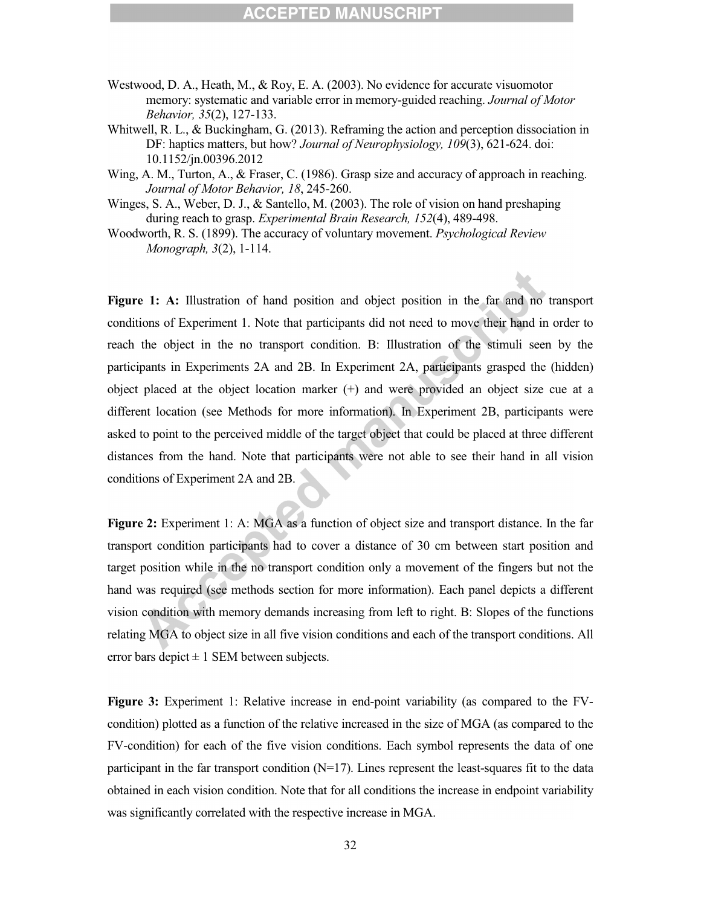Westwood, D. A., Heath, M., & Roy, E. A. (2003). No evidence for accurate visuomotor memory: systematic and variable error in memory-guided reaching. *Journal of Motor Behavior, 35*(2), 127-133.

Whitwell, R. L., & Buckingham, G. (2013). Reframing the action and perception dissociation in DF: haptics matters, but how? *Journal of Neurophysiology, 109*(3), 621-624. doi: 10.1152/jn.00396.2012

Wing, A. M., Turton, A., & Fraser, C. (1986). Grasp size and accuracy of approach in reaching. *Journal of Motor Behavior, 18*, 245-260.

Winges, S. A., Weber, D. J., & Santello, M. (2003). The role of vision on hand preshaping during reach to grasp. *Experimental Brain Research, 152*(4), 489-498.

Woodworth, R. S. (1899). The accuracy of voluntary movement. *Psychological Review Monograph, 3*(2), 1-114.

**Figure 1: A:** Illustration of hand position and object position in the far and no transport conditions of Experiment 1. Note that participants did not need to move their hand in order to reach the object in the no transport condition. B: Illustration of the stimuli seen by the participants in Experiments 2A and 2B. In Experiment 2A, participants grasped the (hidden) object placed at the object location marker (+) and were provided an object size cue at a different location (see Methods for more information). In Experiment 2B, participants were asked to point to the perceived middle of the target object that could be placed at three different distances from the hand. Note that participants were not able to see their hand in all vision conditions of Experiment 2A and 2B.

**Figure 2:** Experiment 1: A: MGA as a function of object size and transport distance. In the far transport condition participants had to cover a distance of 30 cm between start position and target position while in the no transport condition only a movement of the fingers but not the hand was required (see methods section for more information). Each panel depicts a different vision condition with memory demands increasing from left to right. B: Slopes of the functions relating MGA to object size in all five vision conditions and each of the transport conditions. All error bars depict ± 1 SEM between subjects.

**Figure 3:** Experiment 1: Relative increase in end-point variability (as compared to the FV-condition) plotted as a function of the relative increased in the size of MGA (as compared to the FV-condition) for each of the five vision conditions. Each symbol represents the data of one participant in the far transport condition (N=17). Lines represent the least-squares fit to the data obtained in each vision condition. Note that for all conditions the increase in endpoint variability was significantly correlated with the respective increase in MGA.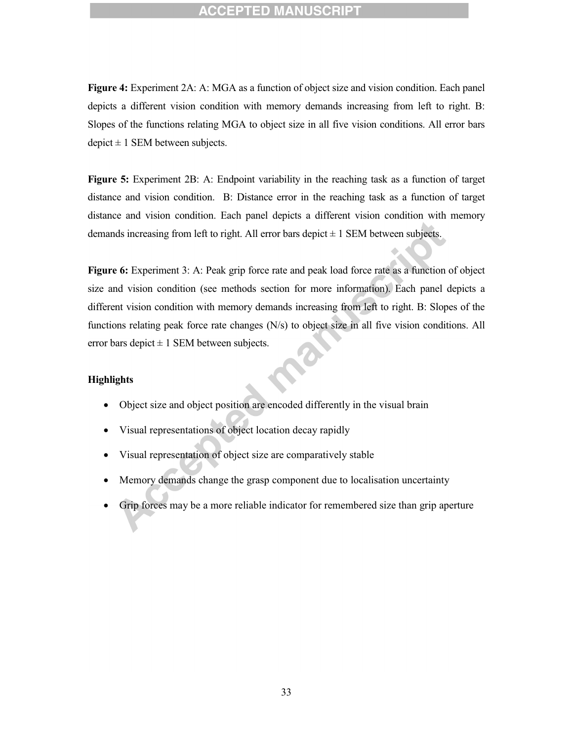**Figure 4:** Experiment 2A: A: MGA as a function of object size and vision condition. Each panel depicts a different vision condition with memory demands increasing from left to right. B: Slopes of the functions relating MGA to object size in all five vision conditions. All error bars depict ± 1 SEM between subjects.

**Figure 5:** Experiment 2B: A: Endpoint variability in the reaching task as a function of target distance and vision condition. B: Distance error in the reaching task as a function of target distance and vision condition. Each panel depicts a different vision condition with memory demands increasing from left to right. All error bars depict ± 1 SEM between subjects.

**Figure 6:** Experiment 3: A: Peak grip force rate and peak load force rate as a function of object size and vision condition (see methods section for more information). Each panel depicts a different vision condition with memory demands increasing from left to right. B: Slopes of the functions relating peak force rate changes (N/s) to object size in all five vision conditions. All error bars depict ± 1 SEM between subjects.

**Highlights**

- Object size and object position are encoded differently in the visual brain
- Visual representations of object location decay rapidly
- Visual representation of object size are comparatively stable
- Memory demands change the grasp component due to localisation uncertainty
- Grip forces may be a more reliable indicator for remembered size than grip aperture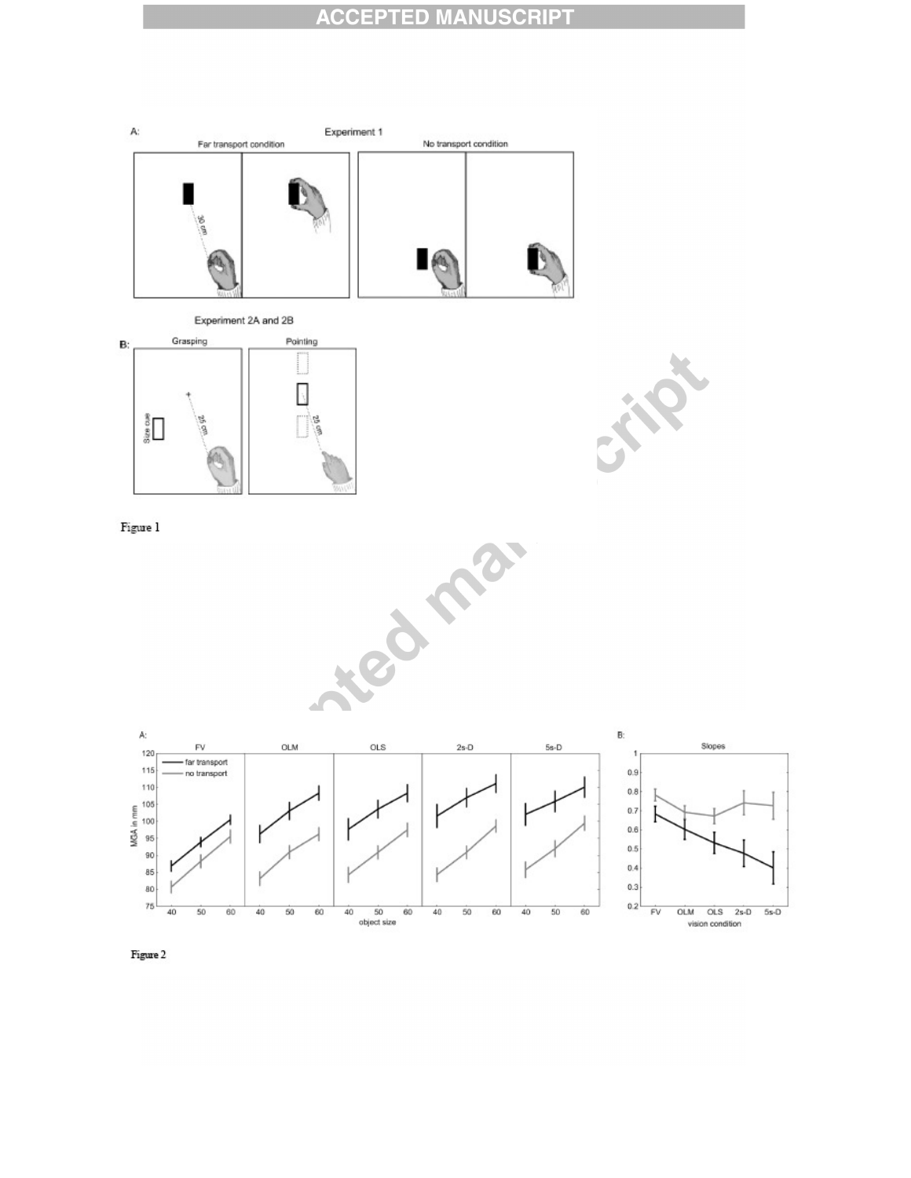Figure 1

Figure 2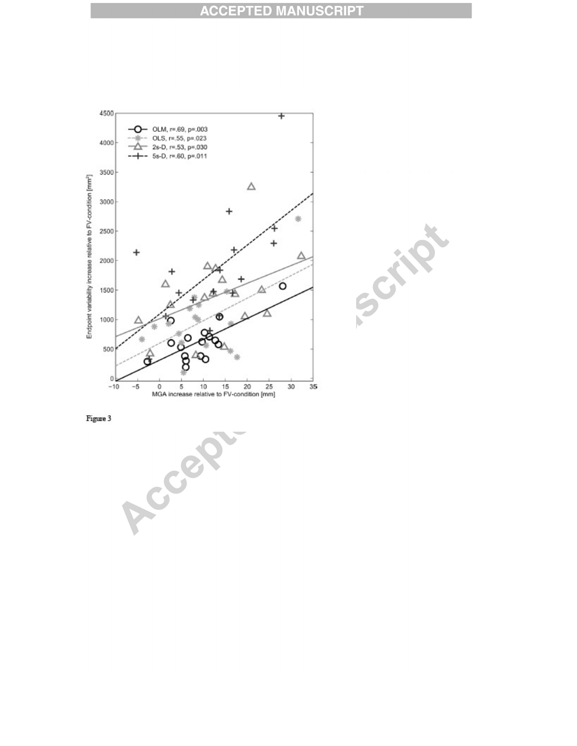Figure 3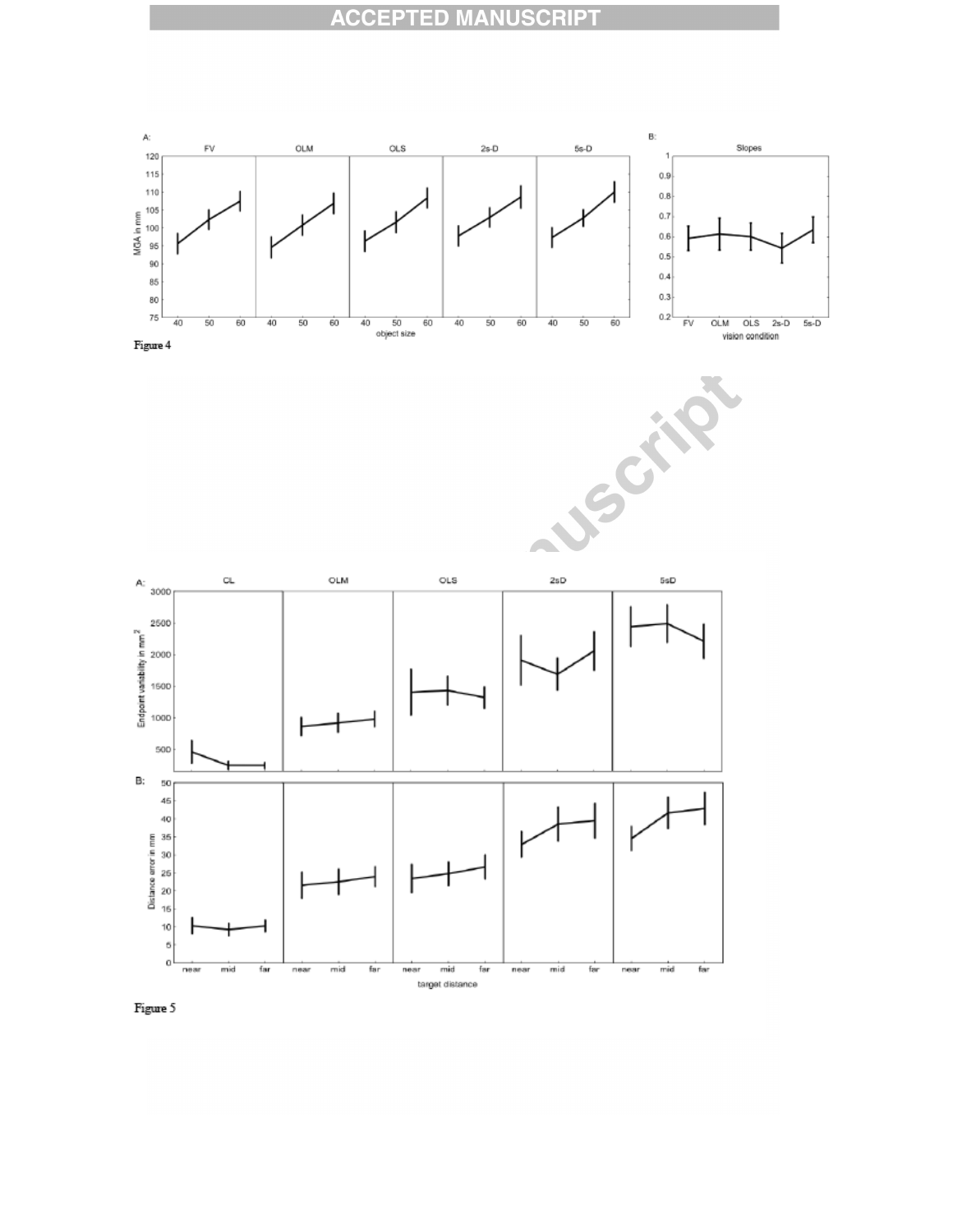Figure 4

Figure 5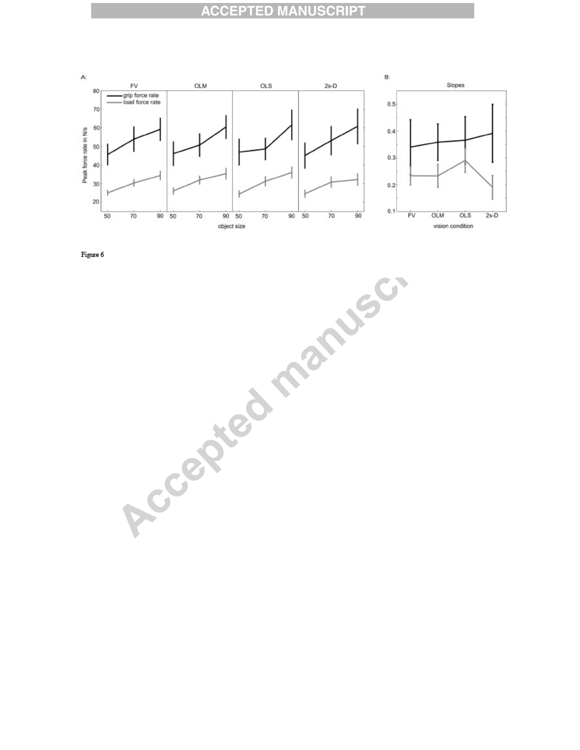A:

FV

OLM

OLS

2s-D

80

70

60

50

40

30

20

Peak force rate in N/s

grip force rate

load force rate

50 70 90 50 70 90 50 70 90 50 70 90

object size

B:

Slopes

0.5

0.4

0.3

0.2

0.1

FV OLM OLS 2s-D

vision condition

Figure 6